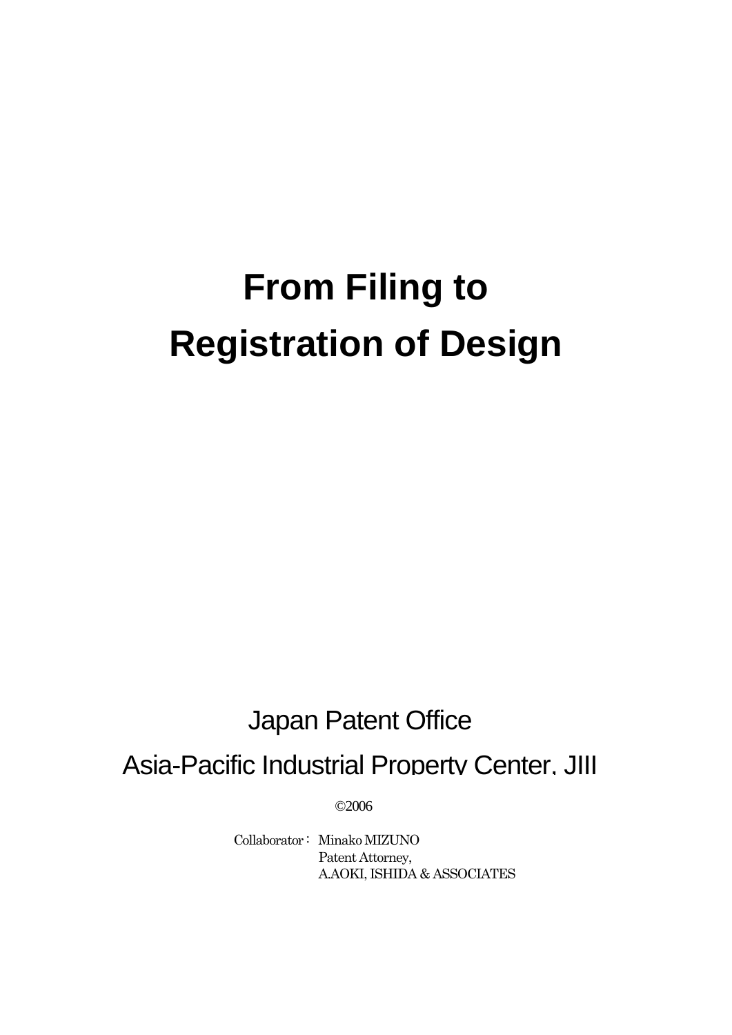# From Filing to Registration of Design

Japan Patent Office

Asia-Pacific Industrial Property Center, JIII

©2006

Collaborator： Minako MIZUNO
Patent Attorney,
A.AOKI, ISHIDA & ASSOCIATES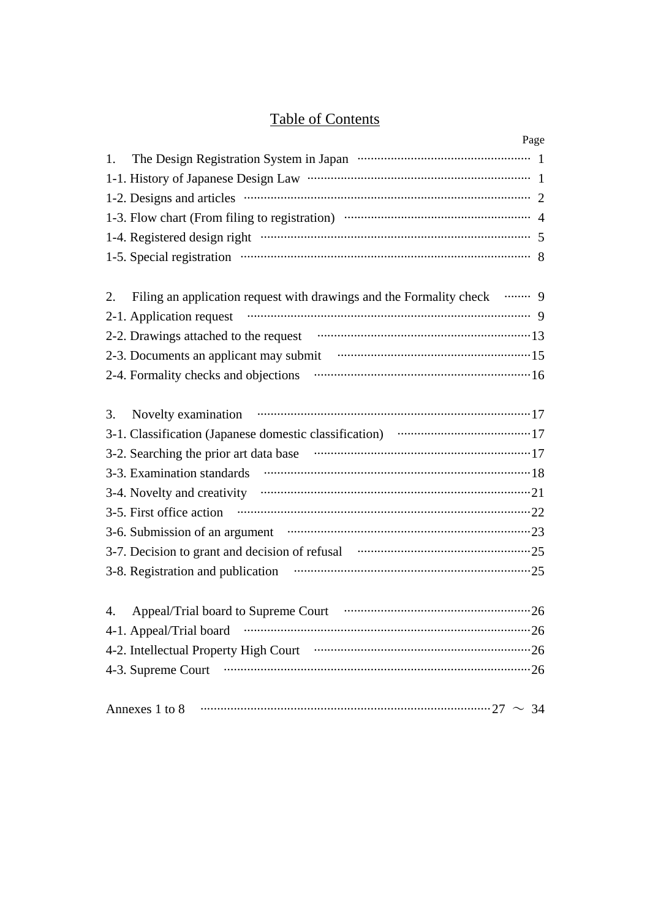# Table of Contents

| | Page |
|---|---|
| 1. The Design Registration System in Japan | 1 |
| 1-1. History of Japanese Design Law | 1 |
| 1-2. Designs and articles | 2 |
| 1-3. Flow chart (From filing to registration) | 4 |
| 1-4. Registered design right | 5 |
| 1-5. Special registration | 8 |
| 2. Filing an application request with drawings and the Formality check | 9 |
| 2-1. Application request | 9 |
| 2-2. Drawings attached to the request | 13 |
| 2-3. Documents an applicant may submit | 15 |
| 2-4. Formality checks and objections | 16 |
| 3. Novelty examination | 17 |
| 3-1. Classification (Japanese domestic classification) | 17 |
| 3-2. Searching the prior art data base | 17 |
| 3-3. Examination standards | 18 |
| 3-4. Novelty and creativity | 21 |
| 3-5. First office action | 22 |
| 3-6. Submission of an argument | 23 |
| 3-7. Decision to grant and decision of refusal | 25 |
| 3-8. Registration and publication | 25 |
| 4. Appeal/Trial board to Supreme Court | 26 |
| 4-1. Appeal/Trial board | 26 |
| 4-2. Intellectual Property High Court | 26 |
| 4-3. Supreme Court | 26 |
| Annexes 1 to 8 | 27 ～ 34 |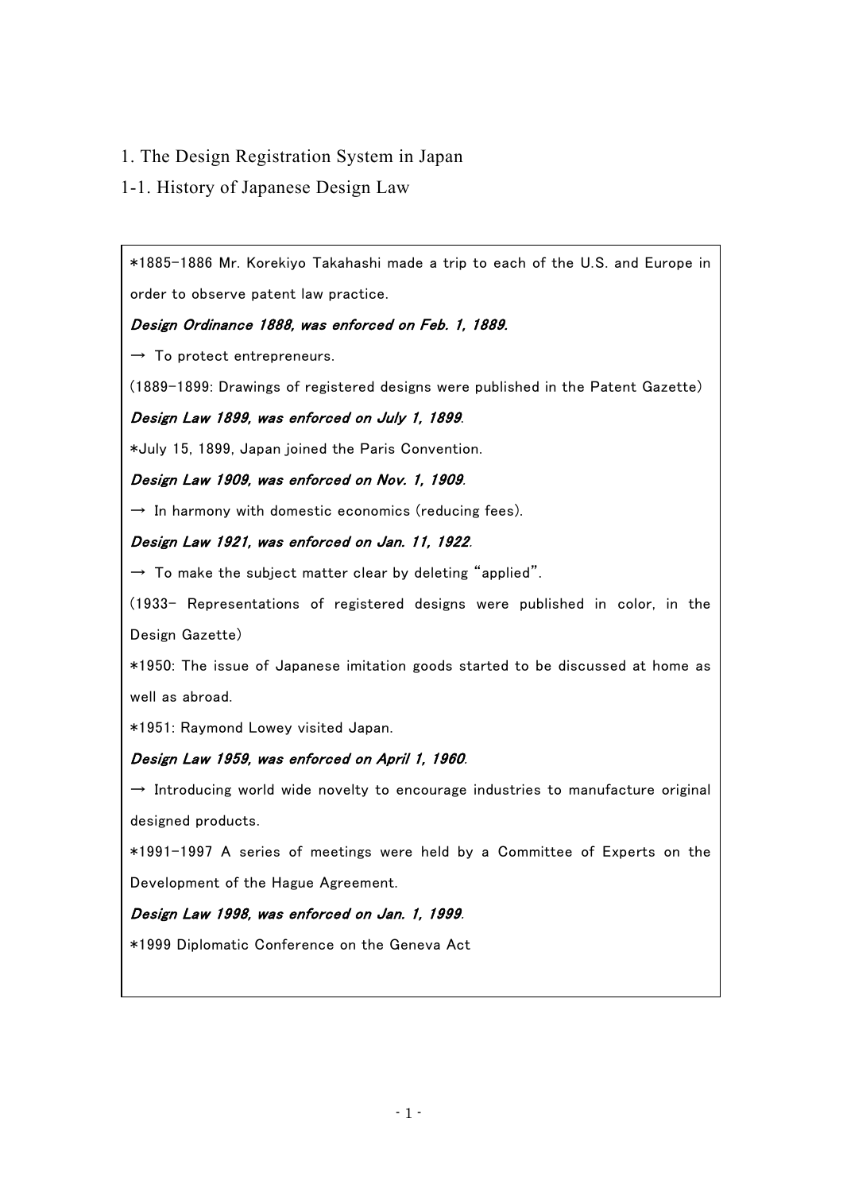# 1. The Design Registration System in Japan

## 1-1. History of Japanese Design Law

*1885-1886 Mr. Korekiyo Takahashi made a trip to each of the U.S. and Europe in order to observe patent law practice.

***Design Ordinance 1888, was enforced on Feb. 1, 1889.***

→ To protect entrepreneurs.

(1889-1899: Drawings of registered designs were published in the Patent Gazette)

***Design Law 1899, was enforced on July 1, 1899***.

*July 15, 1899, Japan joined the Paris Convention.

***Design Law 1909, was enforced on Nov. 1, 1909***.

→ In harmony with domestic economics (reducing fees).

***Design Law 1921, was enforced on Jan. 11, 1922***.

→ To make the subject matter clear by deleting "applied".

(1933- Representations of registered designs were published in color, in the Design Gazette)

*1950: The issue of Japanese imitation goods started to be discussed at home as well as abroad.

*1951: Raymond Lowey visited Japan.

***Design Law 1959, was enforced on April 1, 1960***.

→ Introducing world wide novelty to encourage industries to manufacture original designed products.

*1991-1997 A series of meetings were held by a Committee of Experts on the Development of the Hague Agreement.

***Design Law 1998, was enforced on Jan. 1, 1999***.

*1999 Diplomatic Conference on the Geneva Act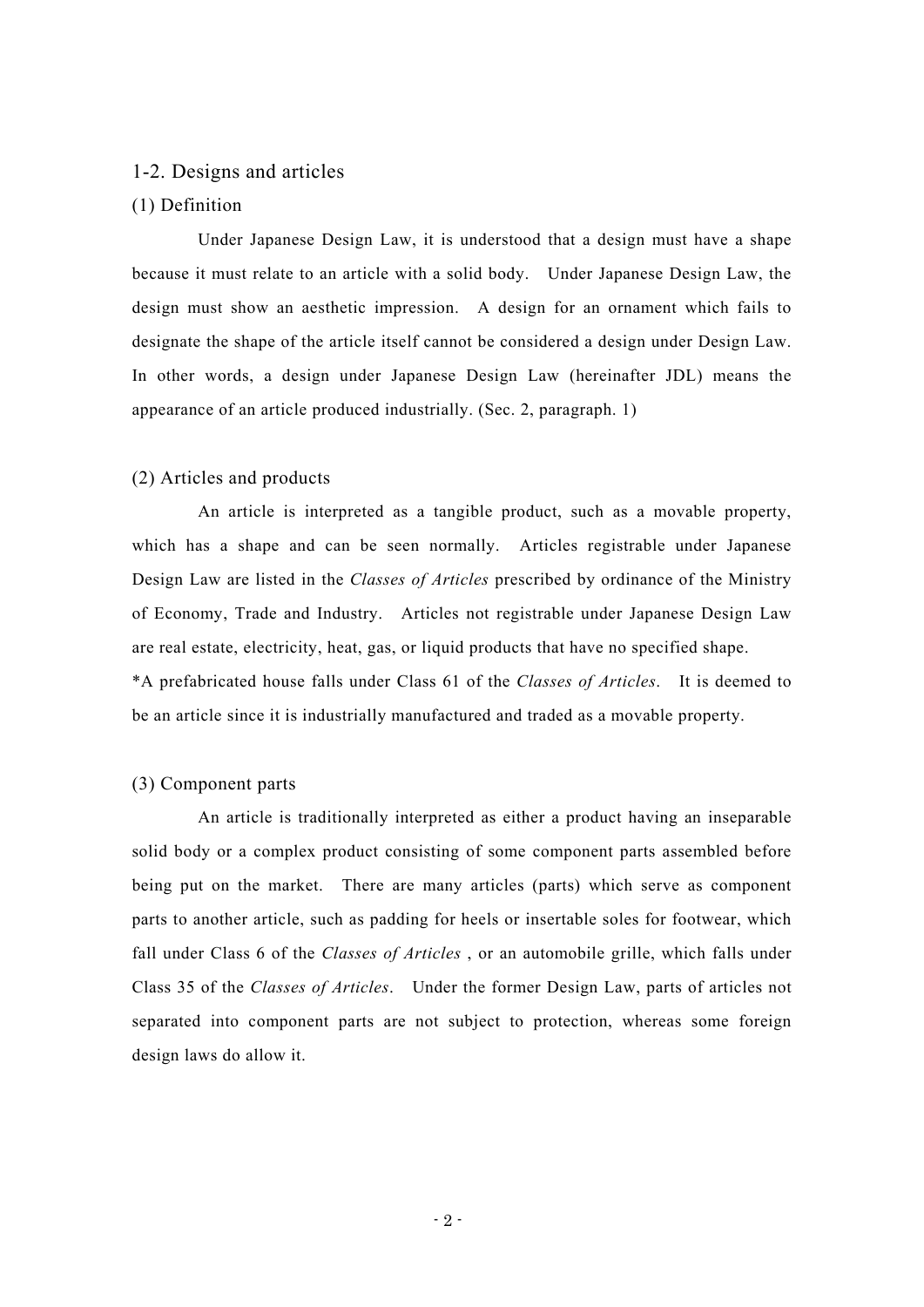## 1-2. Designs and articles

### (1) Definition

Under Japanese Design Law, it is understood that a design must have a shape because it must relate to an article with a solid body. Under Japanese Design Law, the design must show an aesthetic impression. A design for an ornament which fails to designate the shape of the article itself cannot be considered a design under Design Law. In other words, a design under Japanese Design Law (hereinafter JDL) means the appearance of an article produced industrially. (Sec. 2, paragraph. 1)

### (2) Articles and products

An article is interpreted as a tangible product, such as a movable property, which has a shape and can be seen normally. Articles registrable under Japanese Design Law are listed in the *Classes of Articles* prescribed by ordinance of the Ministry of Economy, Trade and Industry. Articles not registrable under Japanese Design Law are real estate, electricity, heat, gas, or liquid products that have no specified shape.

*A prefabricated house falls under Class 61 of the *Classes of Articles*. It is deemed to be an article since it is industrially manufactured and traded as a movable property.

### (3) Component parts

An article is traditionally interpreted as either a product having an inseparable solid body or a complex product consisting of some component parts assembled before being put on the market. There are many articles (parts) which serve as component parts to another article, such as padding for heels or insertable soles for footwear, which fall under Class 6 of the *Classes of Articles* , or an automobile grille, which falls under Class 35 of the *Classes of Articles*. Under the former Design Law, parts of articles not separated into component parts are not subject to protection, whereas some foreign design laws do allow it.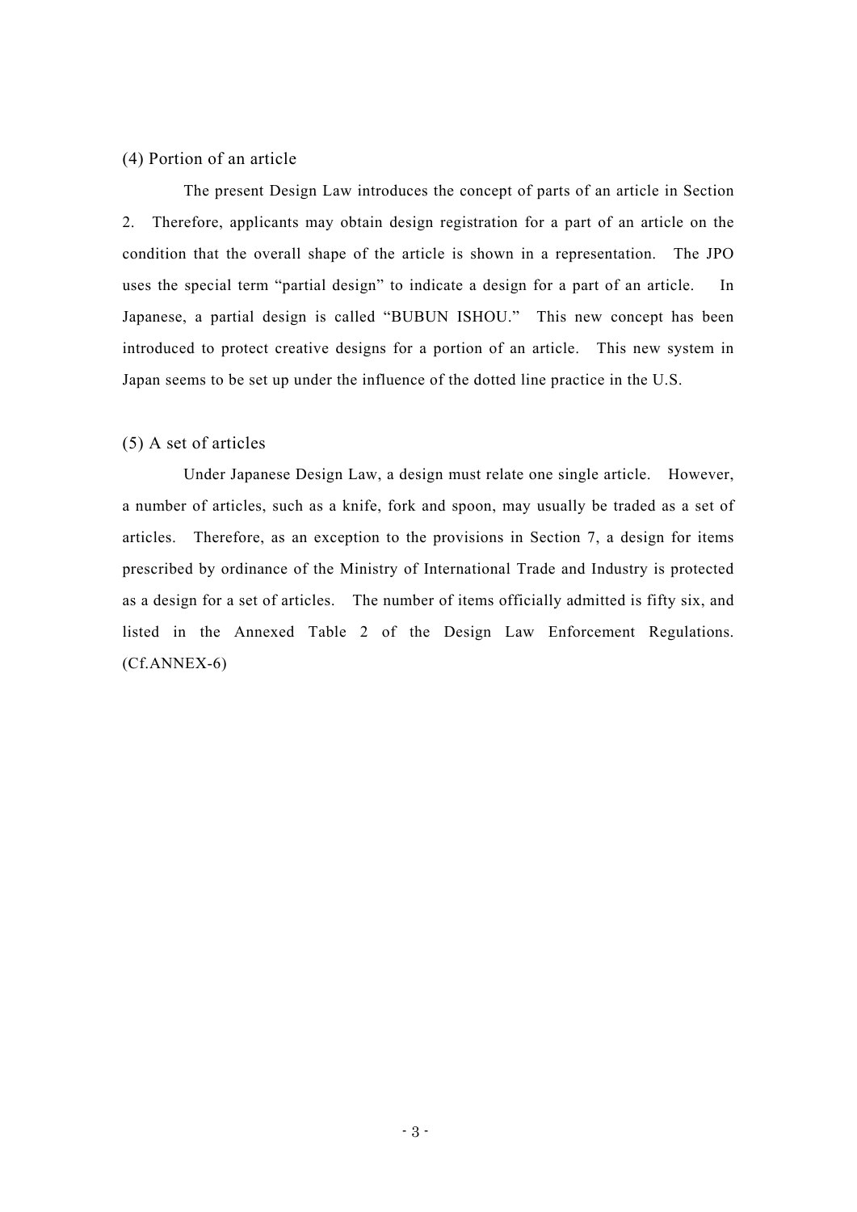(4) Portion of an article

The present Design Law introduces the concept of parts of an article in Section 2. Therefore, applicants may obtain design registration for a part of an article on the condition that the overall shape of the article is shown in a representation. The JPO uses the special term "partial design" to indicate a design for a part of an article. In Japanese, a partial design is called "BUBUN ISHOU." This new concept has been introduced to protect creative designs for a portion of an article. This new system in Japan seems to be set up under the influence of the dotted line practice in the U.S.

(5) A set of articles

Under Japanese Design Law, a design must relate one single article. However, a number of articles, such as a knife, fork and spoon, may usually be traded as a set of articles. Therefore, as an exception to the provisions in Section 7, a design for items prescribed by ordinance of the Ministry of International Trade and Industry is protected as a design for a set of articles. The number of items officially admitted is fifty six, and listed in the Annexed Table 2 of the Design Law Enforcement Regulations. (Cf.ANNEX-6)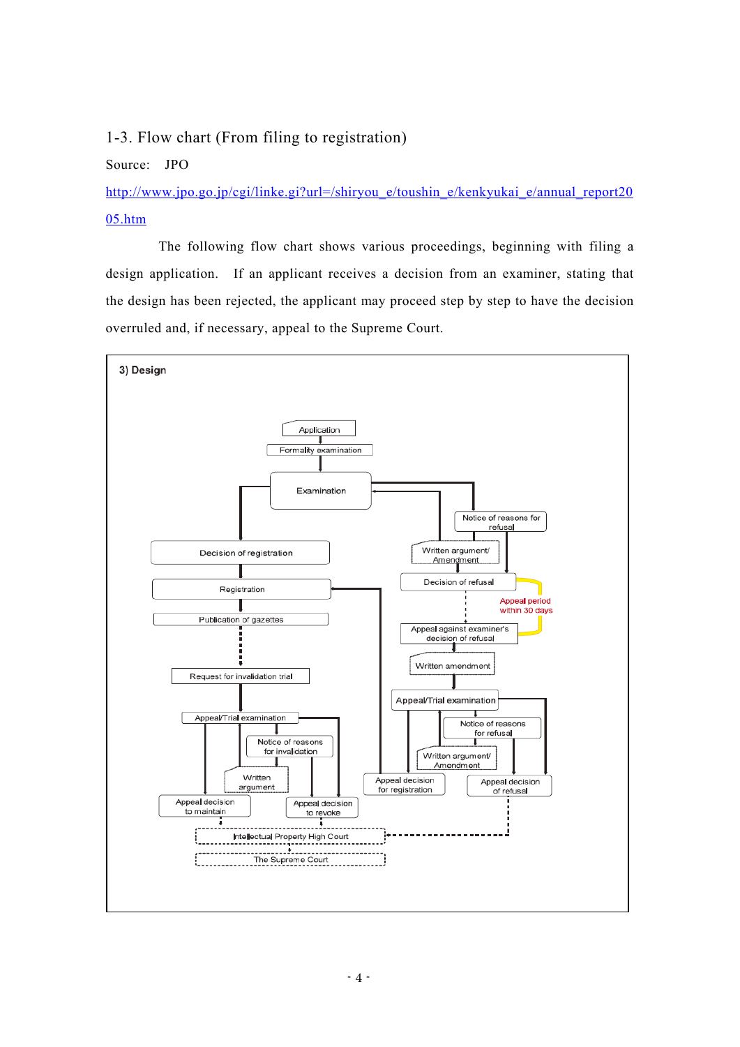## 1-3. Flow chart (From filing to registration)

Source: JPO

http://www.jpo.go.jp/cgi/linke.gi?url=/shiryou_e/toushin_e/kenkyukai_e/annual_report2005.htm

The following flow chart shows various proceedings, beginning with filing a design application. If an applicant receives a decision from an examiner, stating that the design has been rejected, the applicant may proceed step by step to have the decision overruled and, if necessary, appeal to the Supreme Court.

**3) Design**

Application

Formality examination

Examination

Notice of reasons for refusal

Written argument/ Amendment

Decision of registration

Registration

Decision of refusal

Appeal period within 30 days

Publication of gazettes

Appeal against examiner's decision of refusal

Written amendment

Request for invalidation trial

Appeal/Trial examination

Appeal/Trial examination

Notice of reasons for refusal

Notice of reasons for invalidation

Written argument/ Amendment

Written argument

Appeal decision for registration

Appeal decision of refusal

Appeal decision to maintain

Appeal decision to revoke

Intellectual Property High Court

The Supreme Court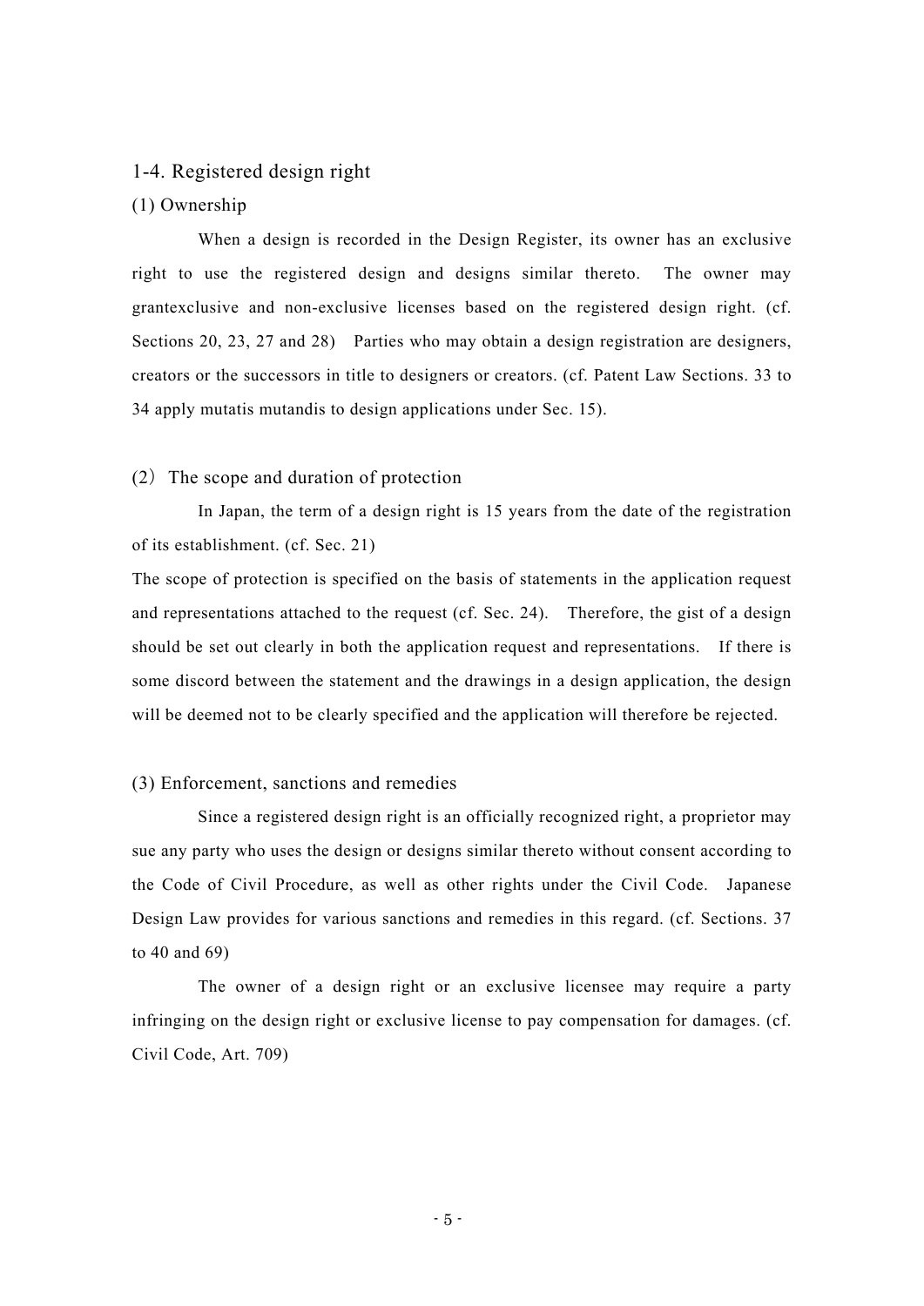## 1-4. Registered design right

### (1) Ownership

When a design is recorded in the Design Register, its owner has an exclusive right to use the registered design and designs similar thereto. The owner may grantexclusive and non-exclusive licenses based on the registered design right. (cf. Sections 20, 23, 27 and 28) Parties who may obtain a design registration are designers, creators or the successors in title to designers or creators. (cf. Patent Law Sections. 33 to 34 apply mutatis mutandis to design applications under Sec. 15).

### (2) The scope and duration of protection

In Japan, the term of a design right is 15 years from the date of the registration of its establishment. (cf. Sec. 21)

The scope of protection is specified on the basis of statements in the application request and representations attached to the request (cf. Sec. 24). Therefore, the gist of a design should be set out clearly in both the application request and representations. If there is some discord between the statement and the drawings in a design application, the design will be deemed not to be clearly specified and the application will therefore be rejected.

### (3) Enforcement, sanctions and remedies

Since a registered design right is an officially recognized right, a proprietor may sue any party who uses the design or designs similar thereto without consent according to the Code of Civil Procedure, as well as other rights under the Civil Code. Japanese Design Law provides for various sanctions and remedies in this regard. (cf. Sections. 37 to 40 and 69)

The owner of a design right or an exclusive licensee may require a party infringing on the design right or exclusive license to pay compensation for damages. (cf. Civil Code, Art. 709)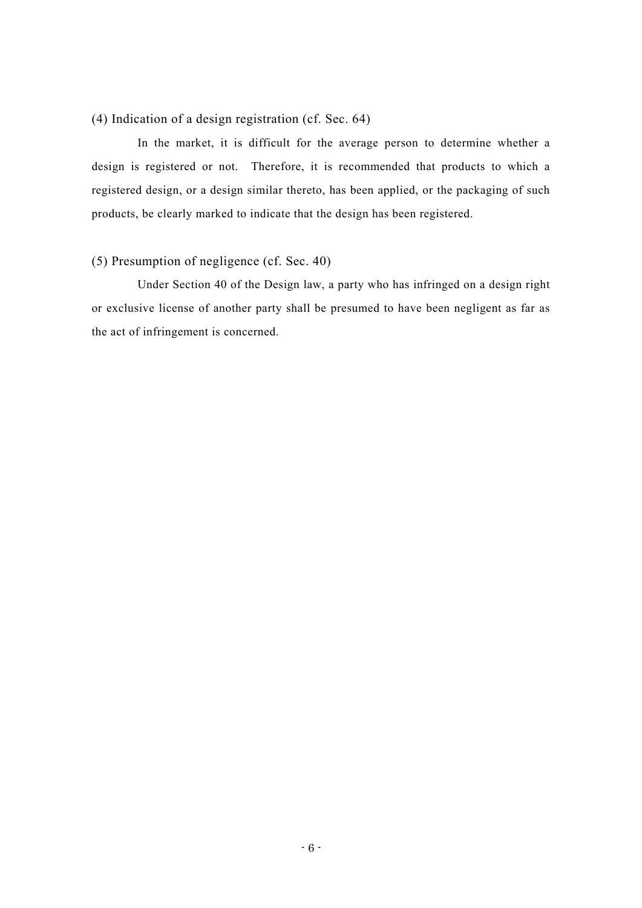### (4) Indication of a design registration (cf. Sec. 64)

In the market, it is difficult for the average person to determine whether a design is registered or not. Therefore, it is recommended that products to which a registered design, or a design similar thereto, has been applied, or the packaging of such products, be clearly marked to indicate that the design has been registered.

### (5) Presumption of negligence (cf. Sec. 40)

Under Section 40 of the Design law, a party who has infringed on a design right or exclusive license of another party shall be presumed to have been negligent as far as the act of infringement is concerned.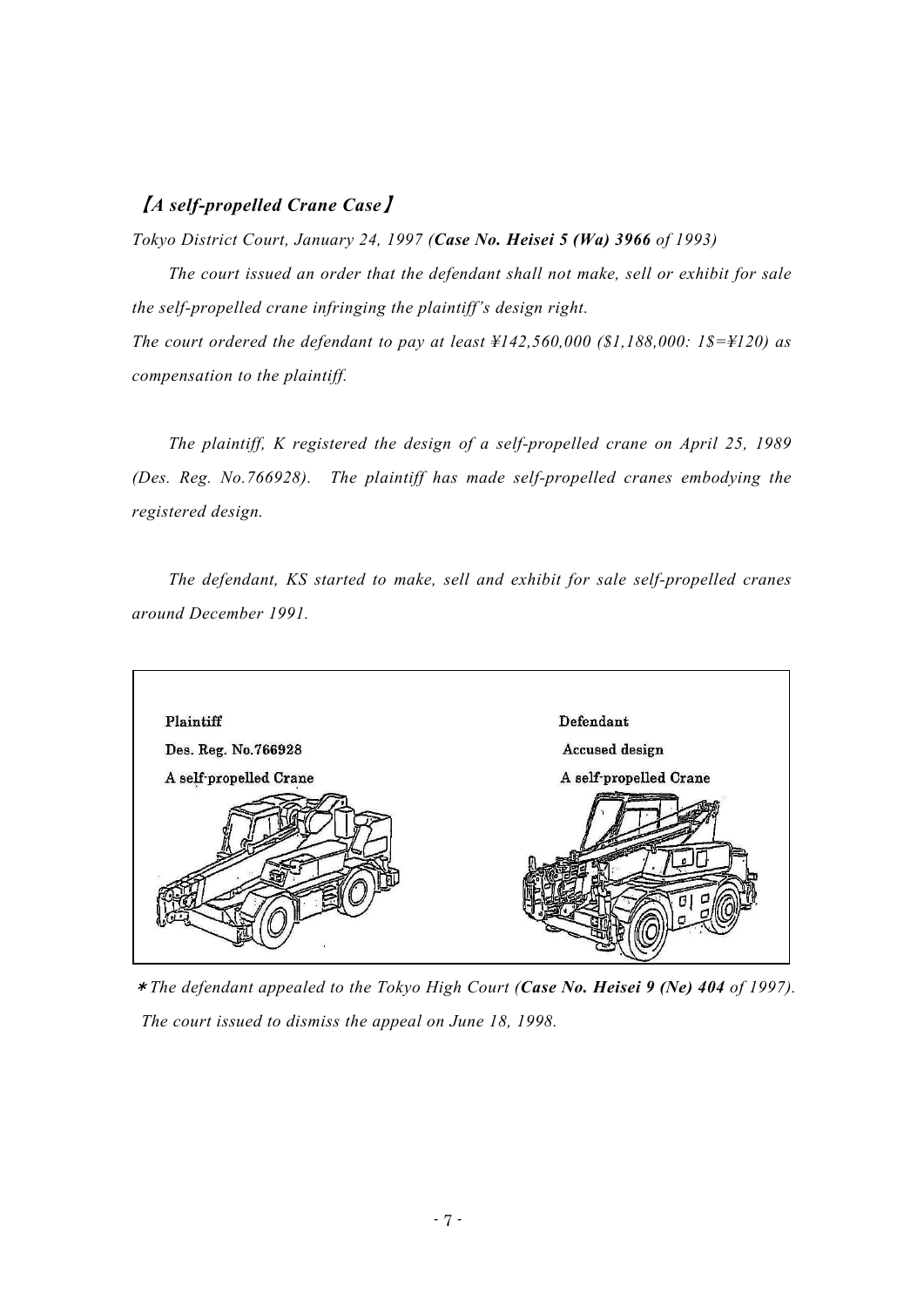## 【*A self-propelled Crane Case*】

*Tokyo District Court, January 24, 1997 (**Case No. Heisei 5 (Wa) 3966** of 1993)*

*The court issued an order that the defendant shall not make, sell or exhibit for sale the self-propelled crane infringing the plaintiff's design right.*

*The court ordered the defendant to pay at least ¥142,560,000 ($1,188,000: 1$=¥120) as compensation to the plaintiff.*

*The plaintiff, K registered the design of a self-propelled crane on April 25, 1989 (Des. Reg. No.766928). The plaintiff has made self-propelled cranes embodying the registered design.*

*The defendant, KS started to make, sell and exhibit for sale self-propelled cranes around December 1991.*

| Plaintiff | Defendant |
|---|---|
| Des. Reg. No.766928 | Accused design |
| A self-propelled Crane | A self-propelled Crane |

*＊The defendant appealed to the Tokyo High Court (**Case No. Heisei 9 (Ne) 404** of 1997). The court issued to dismiss the appeal on June 18, 1998.*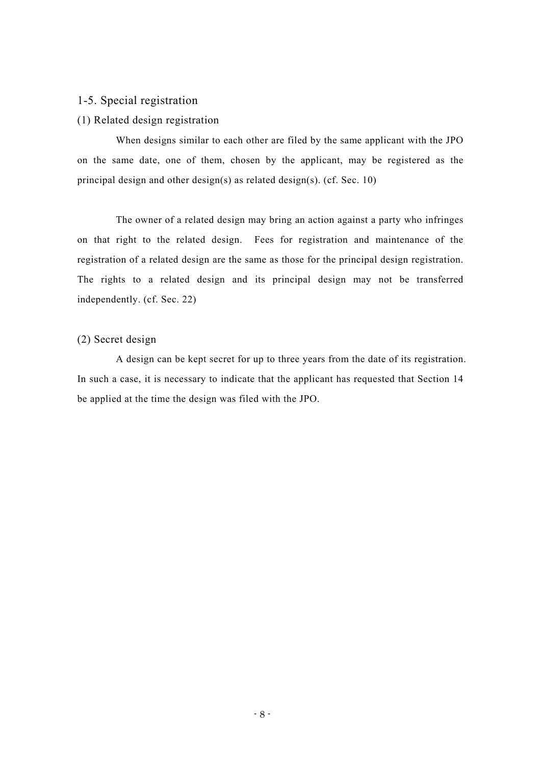## 1-5. Special registration

### (1) Related design registration

When designs similar to each other are filed by the same applicant with the JPO on the same date, one of them, chosen by the applicant, may be registered as the principal design and other design(s) as related design(s). (cf. Sec. 10)

The owner of a related design may bring an action against a party who infringes on that right to the related design. Fees for registration and maintenance of the registration of a related design are the same as those for the principal design registration. The rights to a related design and its principal design may not be transferred independently. (cf. Sec. 22)

### (2) Secret design

A design can be kept secret for up to three years from the date of its registration. In such a case, it is necessary to indicate that the applicant has requested that Section 14 be applied at the time the design was filed with the JPO.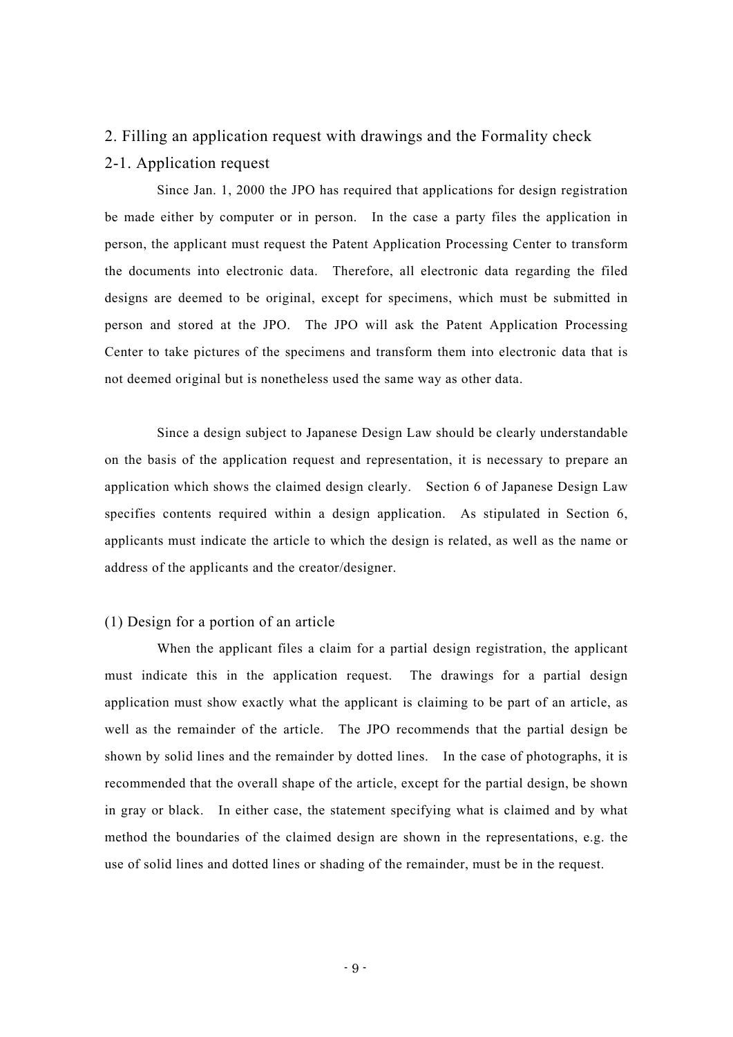## 2. Filling an application request with drawings and the Formality check

### 2-1. Application request

Since Jan. 1, 2000 the JPO has required that applications for design registration be made either by computer or in person. In the case a party files the application in person, the applicant must request the Patent Application Processing Center to transform the documents into electronic data. Therefore, all electronic data regarding the filed designs are deemed to be original, except for specimens, which must be submitted in person and stored at the JPO. The JPO will ask the Patent Application Processing Center to take pictures of the specimens and transform them into electronic data that is not deemed original but is nonetheless used the same way as other data.

Since a design subject to Japanese Design Law should be clearly understandable on the basis of the application request and representation, it is necessary to prepare an application which shows the claimed design clearly. Section 6 of Japanese Design Law specifies contents required within a design application. As stipulated in Section 6, applicants must indicate the article to which the design is related, as well as the name or address of the applicants and the creator/designer.

#### (1) Design for a portion of an article

When the applicant files a claim for a partial design registration, the applicant must indicate this in the application request. The drawings for a partial design application must show exactly what the applicant is claiming to be part of an article, as well as the remainder of the article. The JPO recommends that the partial design be shown by solid lines and the remainder by dotted lines. In the case of photographs, it is recommended that the overall shape of the article, except for the partial design, be shown in gray or black. In either case, the statement specifying what is claimed and by what method the boundaries of the claimed design are shown in the representations, e.g. the use of solid lines and dotted lines or shading of the remainder, must be in the request.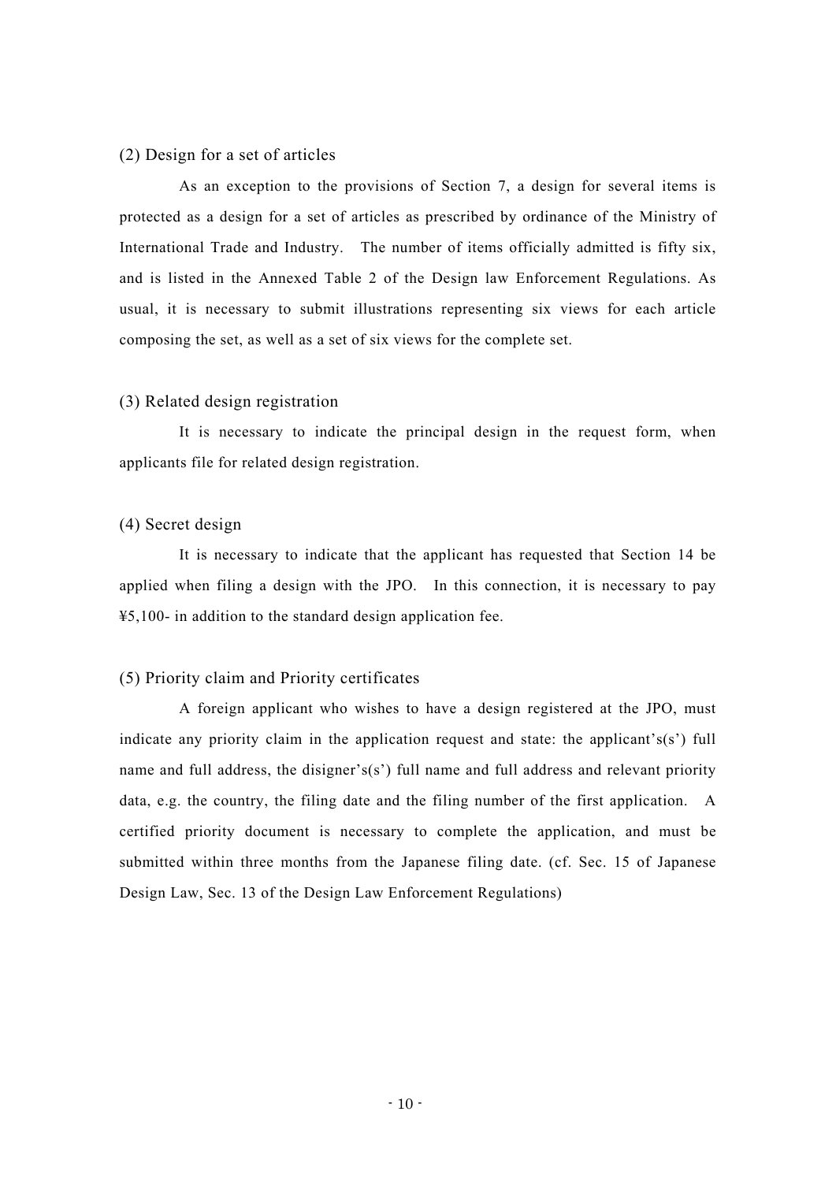### (2) Design for a set of articles

As an exception to the provisions of Section 7, a design for several items is protected as a design for a set of articles as prescribed by ordinance of the Ministry of International Trade and Industry. The number of items officially admitted is fifty six, and is listed in the Annexed Table 2 of the Design law Enforcement Regulations. As usual, it is necessary to submit illustrations representing six views for each article composing the set, as well as a set of six views for the complete set.

### (3) Related design registration

It is necessary to indicate the principal design in the request form, when applicants file for related design registration.

### (4) Secret design

It is necessary to indicate that the applicant has requested that Section 14 be applied when filing a design with the JPO. In this connection, it is necessary to pay ¥5,100- in addition to the standard design application fee.

### (5) Priority claim and Priority certificates

A foreign applicant who wishes to have a design registered at the JPO, must indicate any priority claim in the application request and state: the applicant's(s') full name and full address, the disigner's(s') full name and full address and relevant priority data, e.g. the country, the filing date and the filing number of the first application. A certified priority document is necessary to complete the application, and must be submitted within three months from the Japanese filing date. (cf. Sec. 15 of Japanese Design Law, Sec. 13 of the Design Law Enforcement Regulations)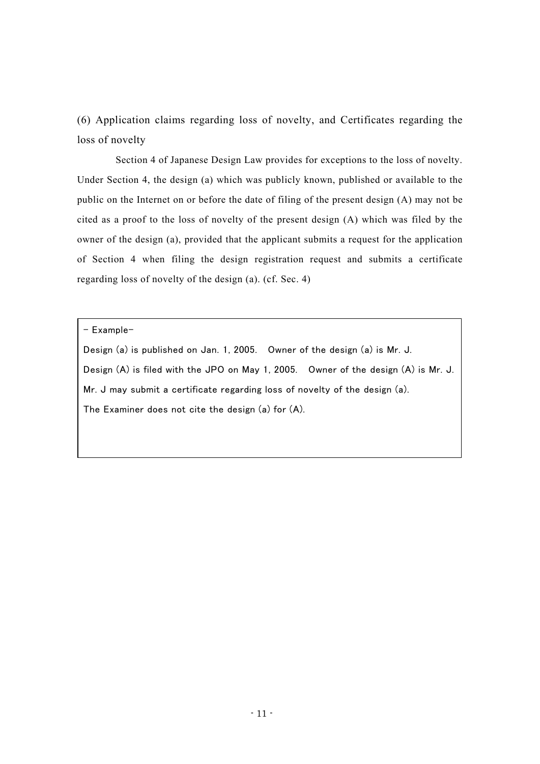### (6) Application claims regarding loss of novelty, and Certificates regarding the loss of novelty

Section 4 of Japanese Design Law provides for exceptions to the loss of novelty. Under Section 4, the design (a) which was publicly known, published or available to the public on the Internet on or before the date of filing of the present design (A) may not be cited as a proof to the loss of novelty of the present design (A) which was filed by the owner of the design (a), provided that the applicant submits a request for the application of Section 4 when filing the design registration request and submits a certificate regarding loss of novelty of the design (a). (cf. Sec. 4)

> - Example-
>
> Design (a) is published on Jan. 1, 2005. Owner of the design (a) is Mr. J.
>
> Design (A) is filed with the JPO on May 1, 2005. Owner of the design (A) is Mr. J.
>
> Mr. J may submit a certificate regarding loss of novelty of the design (a).
>
> The Examiner does not cite the design (a) for (A).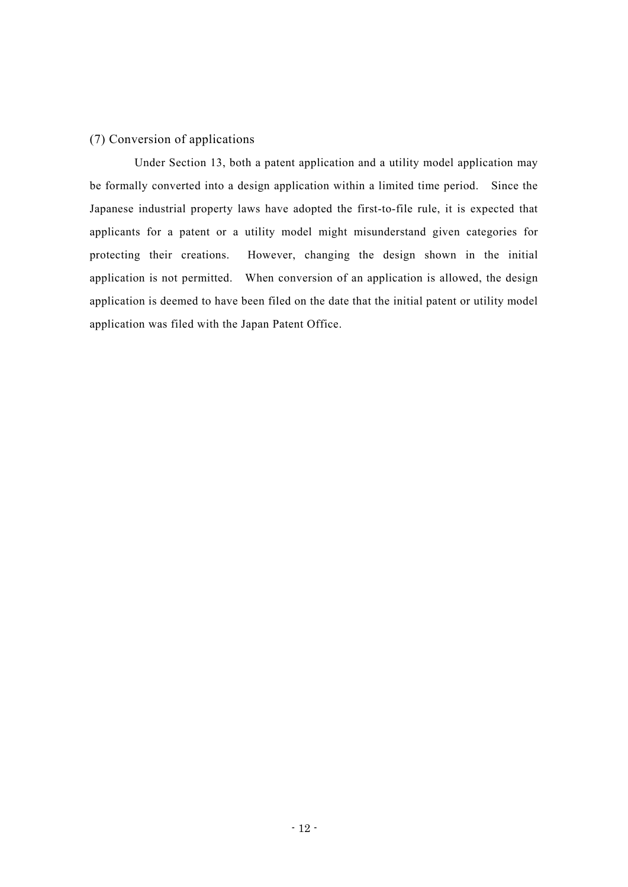### (7) Conversion of applications

Under Section 13, both a patent application and a utility model application may be formally converted into a design application within a limited time period. Since the Japanese industrial property laws have adopted the first-to-file rule, it is expected that applicants for a patent or a utility model might misunderstand given categories for protecting their creations. However, changing the design shown in the initial application is not permitted. When conversion of an application is allowed, the design application is deemed to have been filed on the date that the initial patent or utility model application was filed with the Japan Patent Office.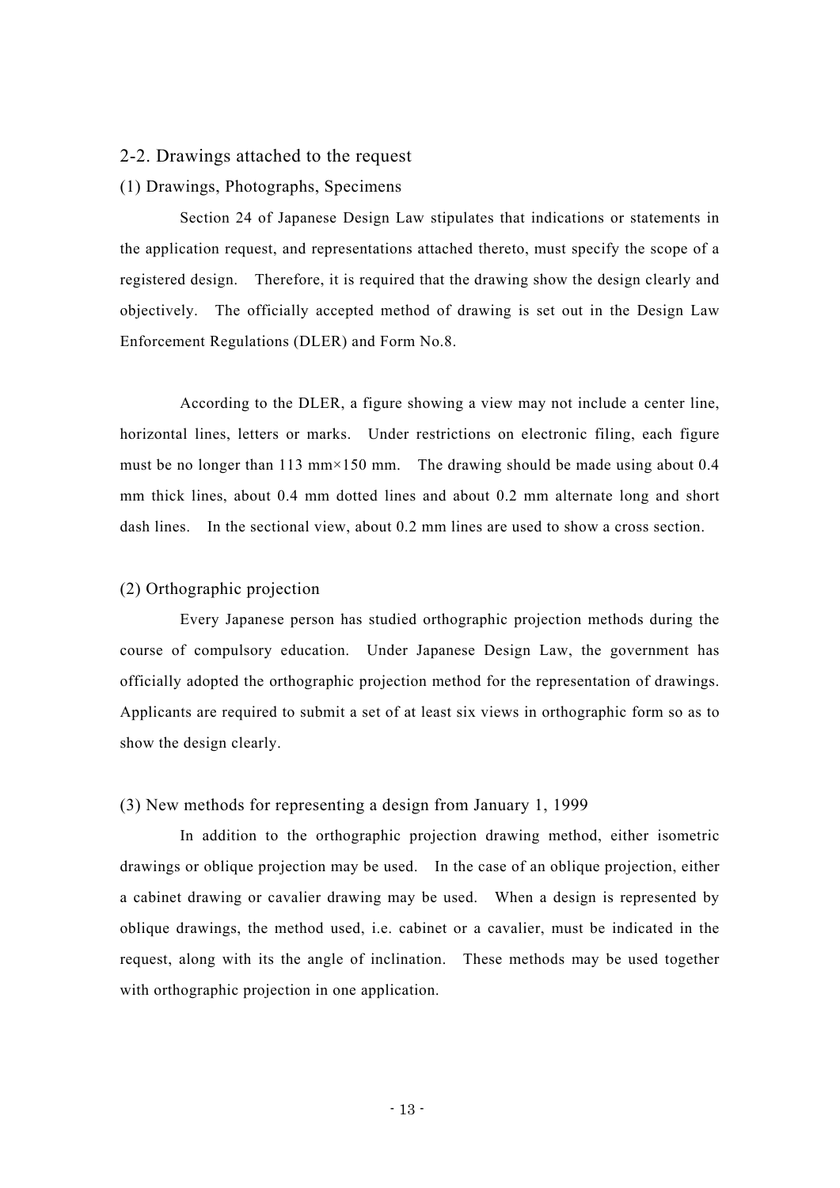## 2-2. Drawings attached to the request

### (1) Drawings, Photographs, Specimens

Section 24 of Japanese Design Law stipulates that indications or statements in the application request, and representations attached thereto, must specify the scope of a registered design. Therefore, it is required that the drawing show the design clearly and objectively. The officially accepted method of drawing is set out in the Design Law Enforcement Regulations (DLER) and Form No.8.

According to the DLER, a figure showing a view may not include a center line, horizontal lines, letters or marks. Under restrictions on electronic filing, each figure must be no longer than 113 mm×150 mm. The drawing should be made using about 0.4 mm thick lines, about 0.4 mm dotted lines and about 0.2 mm alternate long and short dash lines. In the sectional view, about 0.2 mm lines are used to show a cross section.

### (2) Orthographic projection

Every Japanese person has studied orthographic projection methods during the course of compulsory education. Under Japanese Design Law, the government has officially adopted the orthographic projection method for the representation of drawings. Applicants are required to submit a set of at least six views in orthographic form so as to show the design clearly.

### (3) New methods for representing a design from January 1, 1999

In addition to the orthographic projection drawing method, either isometric drawings or oblique projection may be used. In the case of an oblique projection, either a cabinet drawing or cavalier drawing may be used. When a design is represented by oblique drawings, the method used, i.e. cabinet or a cavalier, must be indicated in the request, along with its the angle of inclination. These methods may be used together with orthographic projection in one application.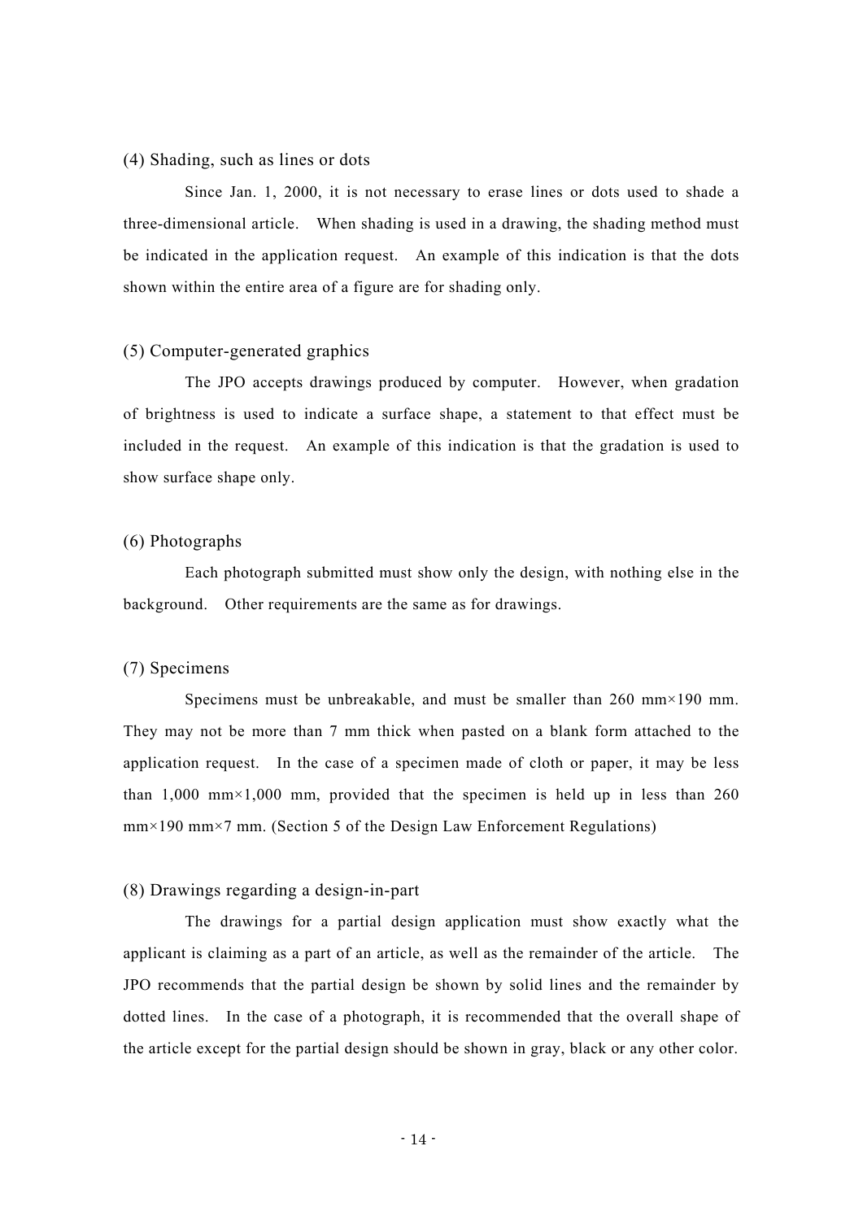### (4) Shading, such as lines or dots

Since Jan. 1, 2000, it is not necessary to erase lines or dots used to shade a three-dimensional article. When shading is used in a drawing, the shading method must be indicated in the application request. An example of this indication is that the dots shown within the entire area of a figure are for shading only.

### (5) Computer-generated graphics

The JPO accepts drawings produced by computer. However, when gradation of brightness is used to indicate a surface shape, a statement to that effect must be included in the request. An example of this indication is that the gradation is used to show surface shape only.

### (6) Photographs

Each photograph submitted must show only the design, with nothing else in the background. Other requirements are the same as for drawings.

### (7) Specimens

Specimens must be unbreakable, and must be smaller than 260 mm×190 mm. They may not be more than 7 mm thick when pasted on a blank form attached to the application request. In the case of a specimen made of cloth or paper, it may be less than 1,000 mm×1,000 mm, provided that the specimen is held up in less than 260 mm×190 mm×7 mm. (Section 5 of the Design Law Enforcement Regulations)

### (8) Drawings regarding a design-in-part

The drawings for a partial design application must show exactly what the applicant is claiming as a part of an article, as well as the remainder of the article. The JPO recommends that the partial design be shown by solid lines and the remainder by dotted lines. In the case of a photograph, it is recommended that the overall shape of the article except for the partial design should be shown in gray, black or any other color.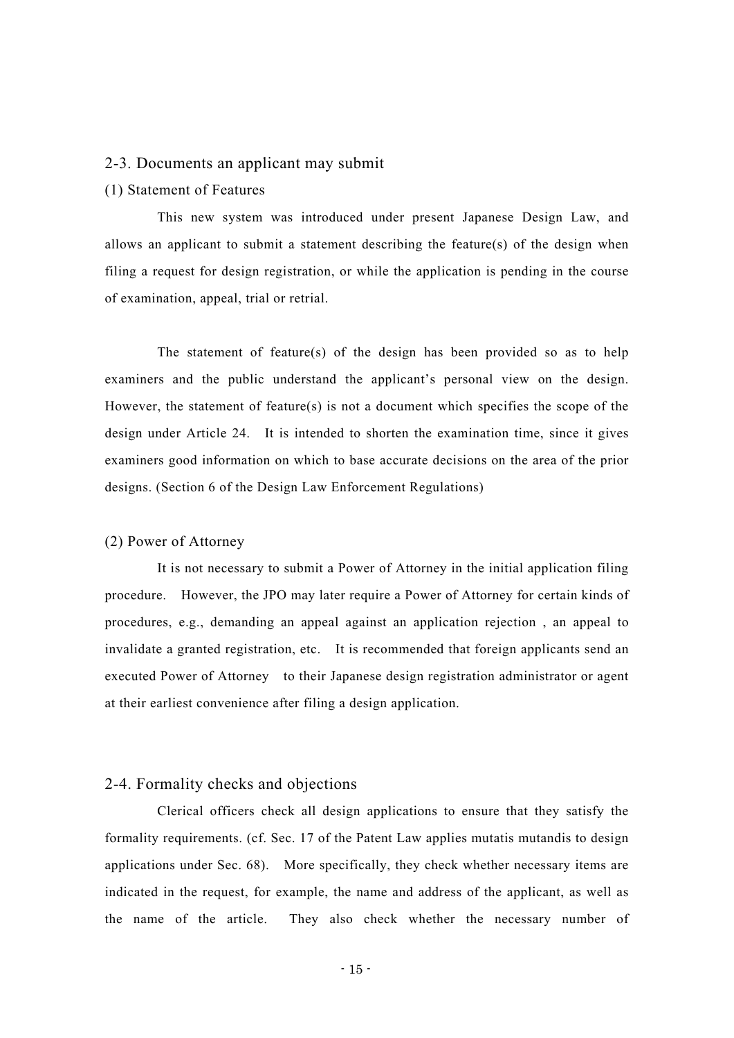## 2-3. Documents an applicant may submit

### (1) Statement of Features

This new system was introduced under present Japanese Design Law, and allows an applicant to submit a statement describing the feature(s) of the design when filing a request for design registration, or while the application is pending in the course of examination, appeal, trial or retrial.

The statement of feature(s) of the design has been provided so as to help examiners and the public understand the applicant's personal view on the design. However, the statement of feature(s) is not a document which specifies the scope of the design under Article 24. It is intended to shorten the examination time, since it gives examiners good information on which to base accurate decisions on the area of the prior designs. (Section 6 of the Design Law Enforcement Regulations)

### (2) Power of Attorney

It is not necessary to submit a Power of Attorney in the initial application filing procedure. However, the JPO may later require a Power of Attorney for certain kinds of procedures, e.g., demanding an appeal against an application rejection , an appeal to invalidate a granted registration, etc. It is recommended that foreign applicants send an executed Power of Attorney to their Japanese design registration administrator or agent at their earliest convenience after filing a design application.

## 2-4. Formality checks and objections

Clerical officers check all design applications to ensure that they satisfy the formality requirements. (cf. Sec. 17 of the Patent Law applies mutatis mutandis to design applications under Sec. 68). More specifically, they check whether necessary items are indicated in the request, for example, the name and address of the applicant, as well as the name of the article. They also check whether the necessary number of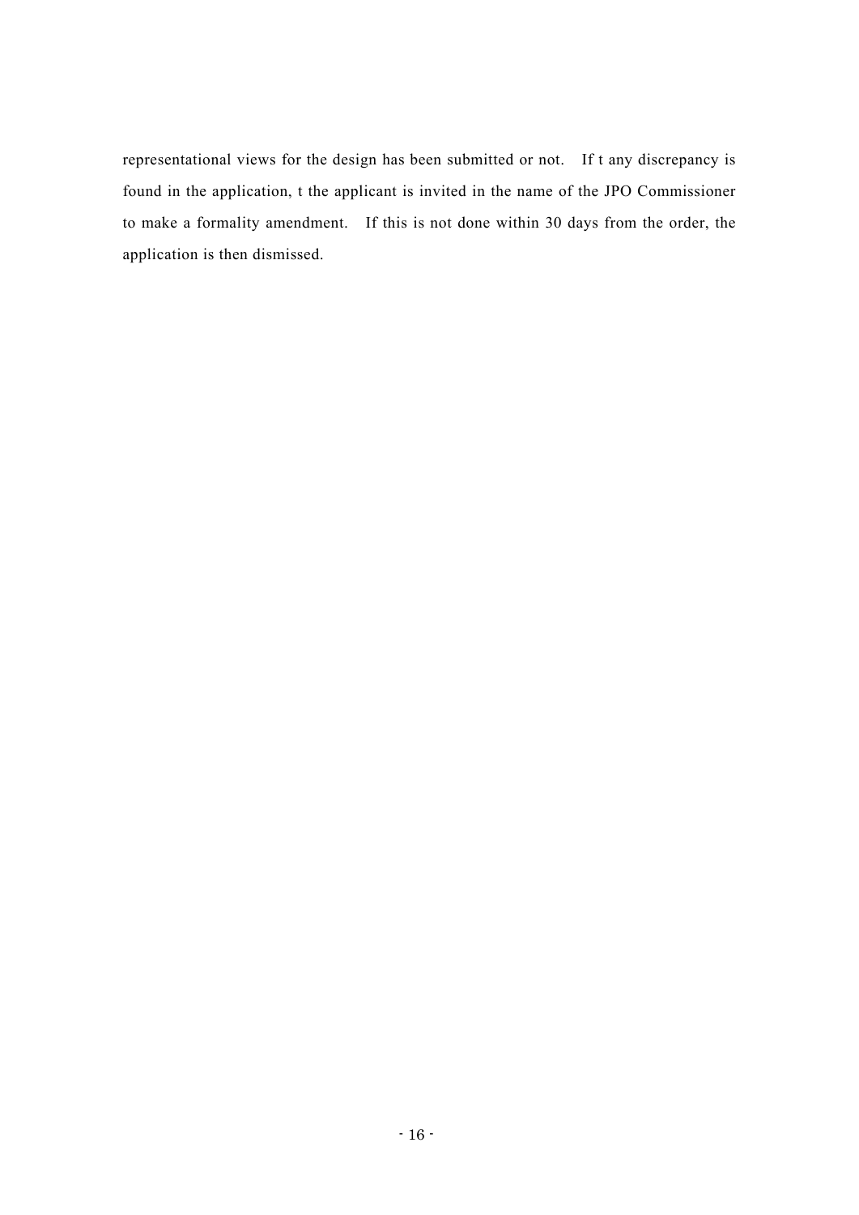representational views for the design has been submitted or not. If t any discrepancy is found in the application, t the applicant is invited in the name of the JPO Commissioner to make a formality amendment. If this is not done within 30 days from the order, the application is then dismissed.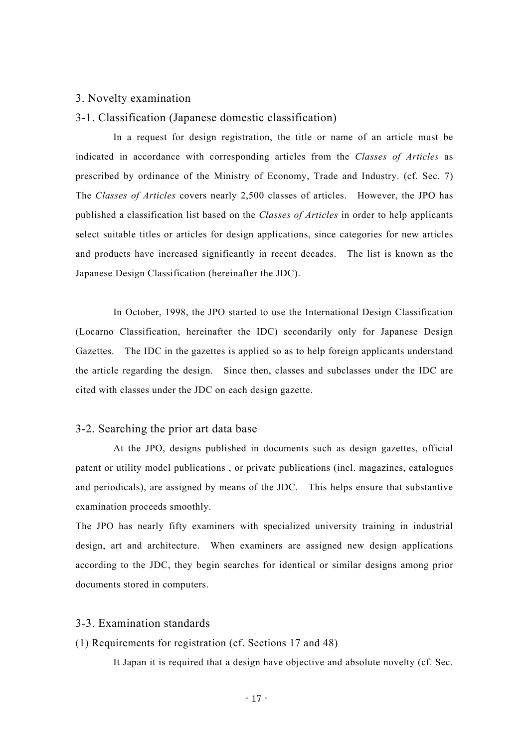## 3. Novelty examination

### 3-1. Classification (Japanese domestic classification)

In a request for design registration, the title or name of an article must be indicated in accordance with corresponding articles from the *Classes of Articles* as prescribed by ordinance of the Ministry of Economy, Trade and Industry. (cf. Sec. 7) The *Classes of Articles* covers nearly 2,500 classes of articles. However, the JPO has published a classification list based on the *Classes of Articles* in order to help applicants select suitable titles or articles for design applications, since categories for new articles and products have increased significantly in recent decades. The list is known as the Japanese Design Classification (hereinafter the JDC).

In October, 1998, the JPO started to use the International Design Classification (Locarno Classification, hereinafter the IDC) secondarily only for Japanese Design Gazettes. The IDC in the gazettes is applied so as to help foreign applicants understand the article regarding the design. Since then, classes and subclasses under the IDC are cited with classes under the JDC on each design gazette.

### 3-2. Searching the prior art data base

At the JPO, designs published in documents such as design gazettes, official patent or utility model publications , or private publications (incl. magazines, catalogues and periodicals), are assigned by means of the JDC. This helps ensure that substantive examination proceeds smoothly.

The JPO has nearly fifty examiners with specialized university training in industrial design, art and architecture. When examiners are assigned new design applications according to the JDC, they begin searches for identical or similar designs among prior documents stored in computers.

### 3-3. Examination standards

(1) Requirements for registration (cf. Sections 17 and 48)

It Japan it is required that a design have objective and absolute novelty (cf. Sec.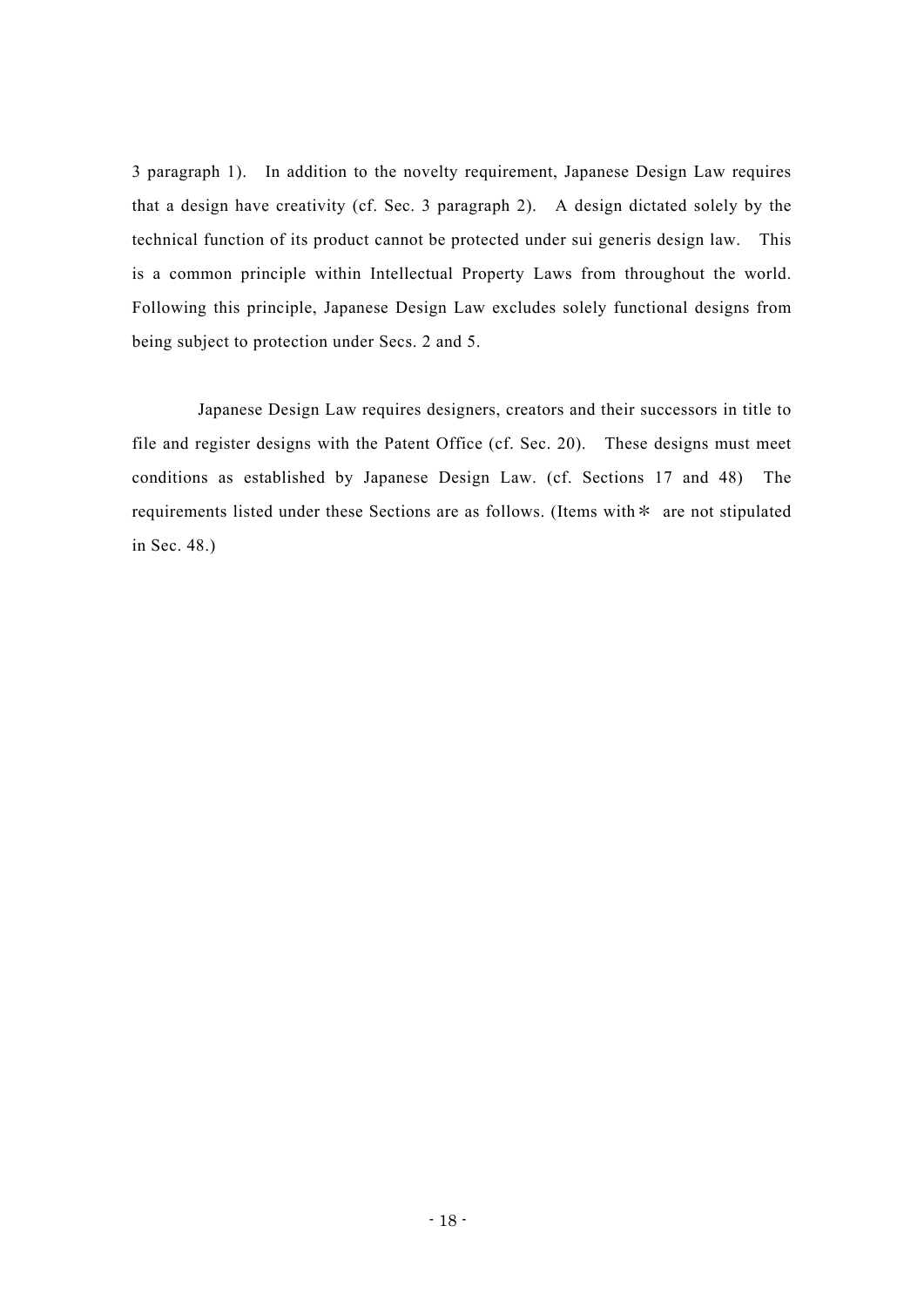3 paragraph 1). In addition to the novelty requirement, Japanese Design Law requires that a design have creativity (cf. Sec. 3 paragraph 2). A design dictated solely by the technical function of its product cannot be protected under sui generis design law. This is a common principle within Intellectual Property Laws from throughout the world. Following this principle, Japanese Design Law excludes solely functional designs from being subject to protection under Secs. 2 and 5.

Japanese Design Law requires designers, creators and their successors in title to file and register designs with the Patent Office (cf. Sec. 20). These designs must meet conditions as established by Japanese Design Law. (cf. Sections 17 and 48) The requirements listed under these Sections are as follows. (Items with＊ are not stipulated in Sec. 48.)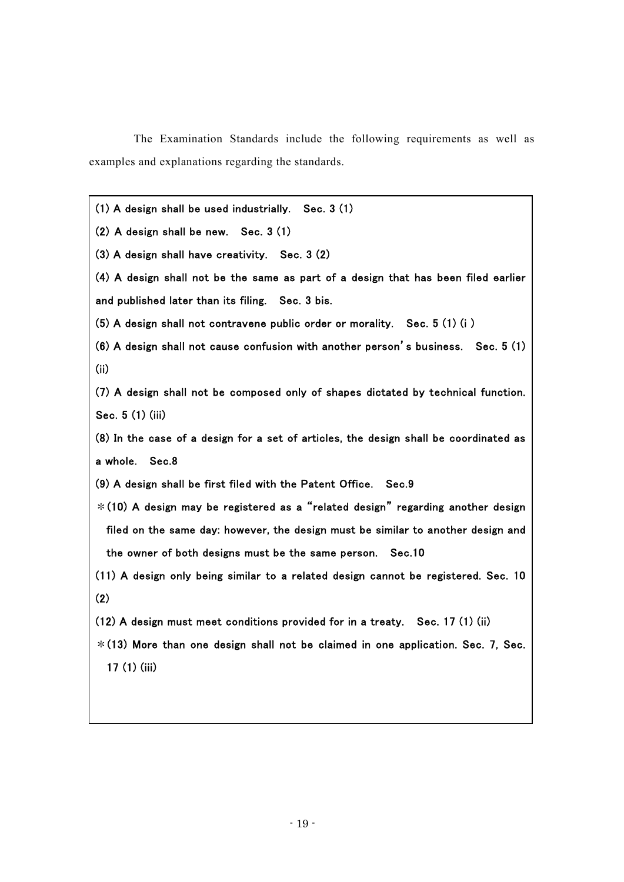The Examination Standards include the following requirements as well as examples and explanations regarding the standards.

**(1) A design shall be used industrially. Sec. 3 (1)**

**(2) A design shall be new. Sec. 3 (1)**

**(3) A design shall have creativity. Sec. 3 (2)**

**(4) A design shall not be the same as part of a design that has been filed earlier and published later than its filing. Sec. 3 bis.**

**(5) A design shall not contravene public order or morality. Sec. 5 (1) (i )**

**(6) A design shall not cause confusion with another person's business. Sec. 5 (1) (ii)**

**(7) A design shall not be composed only of shapes dictated by technical function. Sec. 5 (1) (iii)**

**(8) In the case of a design for a set of articles, the design shall be coordinated as a whole. Sec.8**

**(9) A design shall be first filed with the Patent Office. Sec.9**

**＊(10) A design may be registered as a "related design" regarding another design filed on the same day: however, the design must be similar to another design and the owner of both designs must be the same person. Sec.10**

**(11) A design only being similar to a related design cannot be registered. Sec. 10 (2)**

**(12) A design must meet conditions provided for in a treaty. Sec. 17 (1) (ii)**

**＊(13) More than one design shall not be claimed in one application. Sec. 7, Sec. 17 (1) (iii)**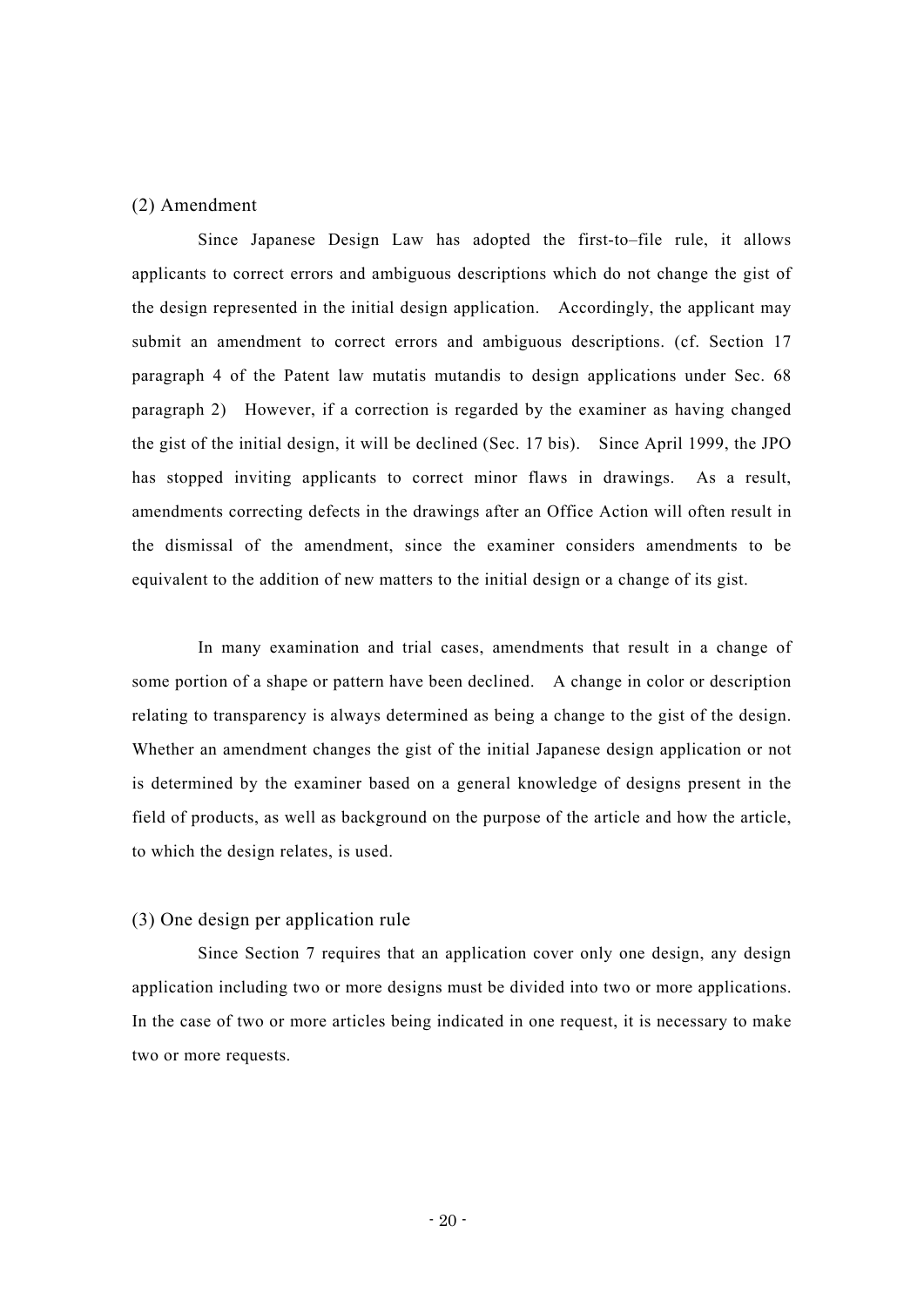### (2) Amendment

Since Japanese Design Law has adopted the first-to–file rule, it allows applicants to correct errors and ambiguous descriptions which do not change the gist of the design represented in the initial design application. Accordingly, the applicant may submit an amendment to correct errors and ambiguous descriptions. (cf. Section 17 paragraph 4 of the Patent law mutatis mutandis to design applications under Sec. 68 paragraph 2) However, if a correction is regarded by the examiner as having changed the gist of the initial design, it will be declined (Sec. 17 bis). Since April 1999, the JPO has stopped inviting applicants to correct minor flaws in drawings. As a result, amendments correcting defects in the drawings after an Office Action will often result in the dismissal of the amendment, since the examiner considers amendments to be equivalent to the addition of new matters to the initial design or a change of its gist.

In many examination and trial cases, amendments that result in a change of some portion of a shape or pattern have been declined. A change in color or description relating to transparency is always determined as being a change to the gist of the design. Whether an amendment changes the gist of the initial Japanese design application or not is determined by the examiner based on a general knowledge of designs present in the field of products, as well as background on the purpose of the article and how the article, to which the design relates, is used.

### (3) One design per application rule

Since Section 7 requires that an application cover only one design, any design application including two or more designs must be divided into two or more applications. In the case of two or more articles being indicated in one request, it is necessary to make two or more requests.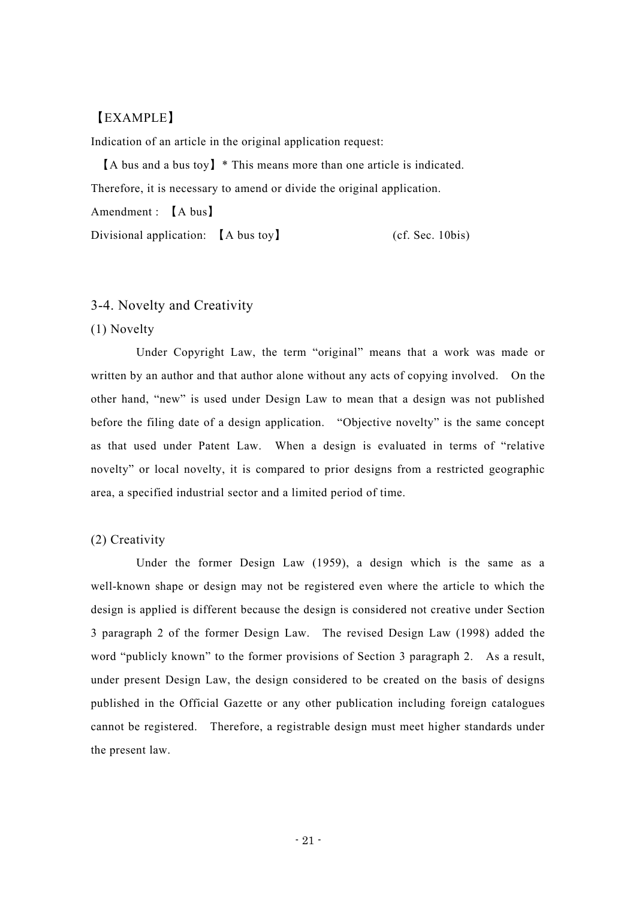【EXAMPLE】

Indication of an article in the original application request:

【A bus and a bus toy】* This means more than one article is indicated.

Therefore, it is necessary to amend or divide the original application.

Amendment : 【A bus】

Divisional application: 【A bus toy】 (cf. Sec. 10bis)

## 3-4. Novelty and Creativity

### (1) Novelty

Under Copyright Law, the term "original" means that a work was made or written by an author and that author alone without any acts of copying involved. On the other hand, "new" is used under Design Law to mean that a design was not published before the filing date of a design application. "Objective novelty" is the same concept as that used under Patent Law. When a design is evaluated in terms of "relative novelty" or local novelty, it is compared to prior designs from a restricted geographic area, a specified industrial sector and a limited period of time.

### (2) Creativity

Under the former Design Law (1959), a design which is the same as a well-known shape or design may not be registered even where the article to which the design is applied is different because the design is considered not creative under Section 3 paragraph 2 of the former Design Law. The revised Design Law (1998) added the word "publicly known" to the former provisions of Section 3 paragraph 2. As a result, under present Design Law, the design considered to be created on the basis of designs published in the Official Gazette or any other publication including foreign catalogues cannot be registered. Therefore, a registrable design must meet higher standards under the present law.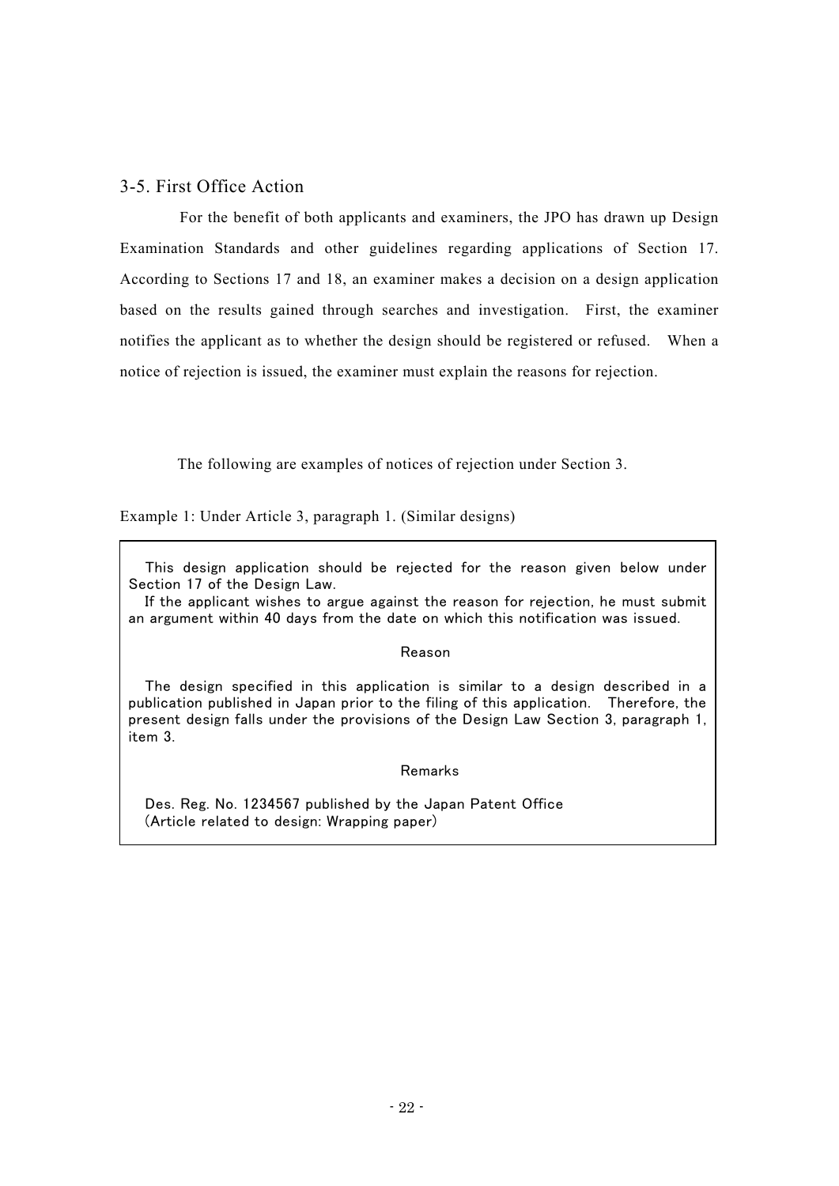## 3-5. First Office Action

For the benefit of both applicants and examiners, the JPO has drawn up Design Examination Standards and other guidelines regarding applications of Section 17. According to Sections 17 and 18, an examiner makes a decision on a design application based on the results gained through searches and investigation. First, the examiner notifies the applicant as to whether the design should be registered or refused. When a notice of rejection is issued, the examiner must explain the reasons for rejection.

The following are examples of notices of rejection under Section 3.

Example 1: Under Article 3, paragraph 1. (Similar designs)

> This design application should be rejected for the reason given below under Section 17 of the Design Law.
>
> If the applicant wishes to argue against the reason for rejection, he must submit an argument within 40 days from the date on which this notification was issued.
>
> Reason
>
> The design specified in this application is similar to a design described in a publication published in Japan prior to the filing of this application. Therefore, the present design falls under the provisions of the Design Law Section 3, paragraph 1, item 3.
>
> Remarks
>
> Des. Reg. No. 1234567 published by the Japan Patent Office
> (Article related to design: Wrapping paper)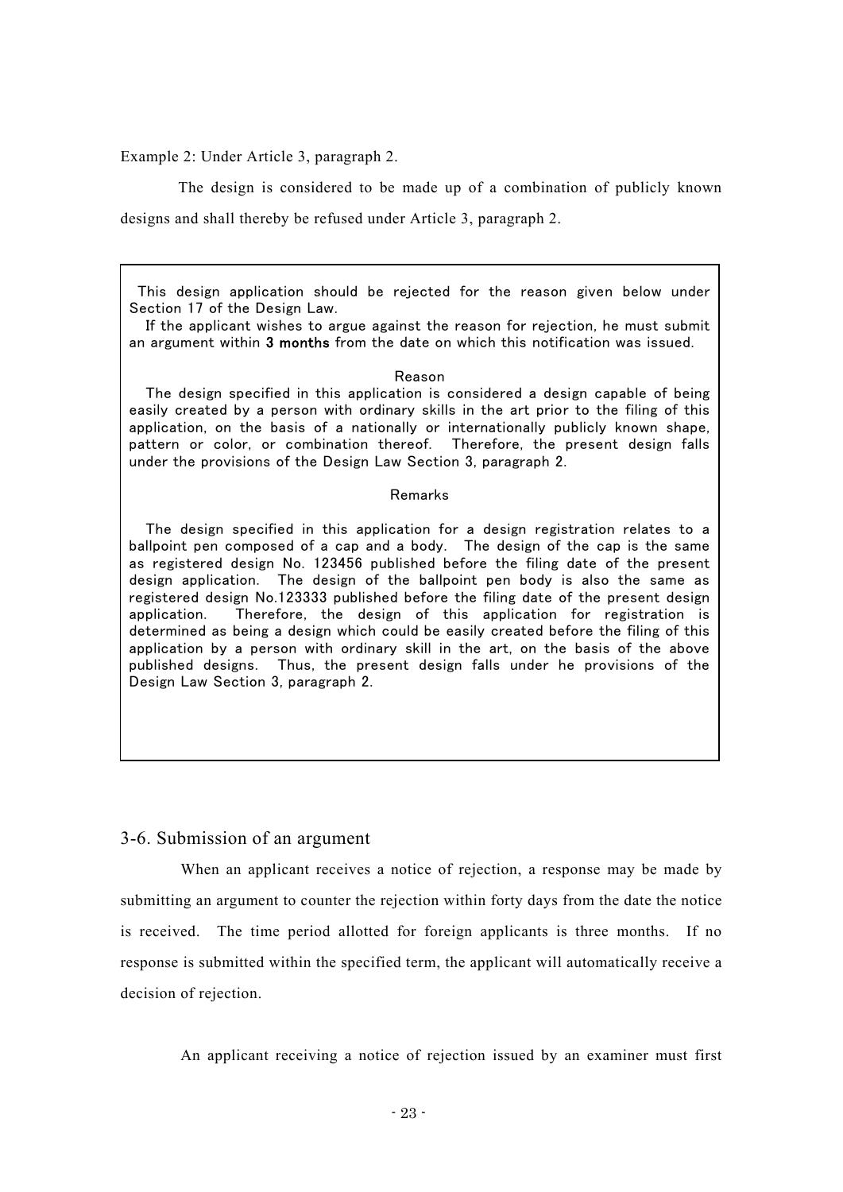Example 2: Under Article 3, paragraph 2.

The design is considered to be made up of a combination of publicly known designs and shall thereby be refused under Article 3, paragraph 2.

> This design application should be rejected for the reason given below under Section 17 of the Design Law.
>
> If the applicant wishes to argue against the reason for rejection, he must submit an argument within **3 months** from the date on which this notification was issued.
>
> Reason
>
> The design specified in this application is considered a design capable of being easily created by a person with ordinary skills in the art prior to the filing of this application, on the basis of a nationally or internationally publicly known shape, pattern or color, or combination thereof. Therefore, the present design falls under the provisions of the Design Law Section 3, paragraph 2.
>
> Remarks
>
> The design specified in this application for a design registration relates to a ballpoint pen composed of a cap and a body. The design of the cap is the same as registered design No. 123456 published before the filing date of the present design application. The design of the ballpoint pen body is also the same as registered design No.123333 published before the filing date of the present design application. Therefore, the design of this application for registration is determined as being a design which could be easily created before the filing of this application by a person with ordinary skill in the art, on the basis of the above published designs. Thus, the present design falls under he provisions of the Design Law Section 3, paragraph 2.

## 3-6. Submission of an argument

When an applicant receives a notice of rejection, a response may be made by submitting an argument to counter the rejection within forty days from the date the notice is received. The time period allotted for foreign applicants is three months. If no response is submitted within the specified term, the applicant will automatically receive a decision of rejection.

An applicant receiving a notice of rejection issued by an examiner must first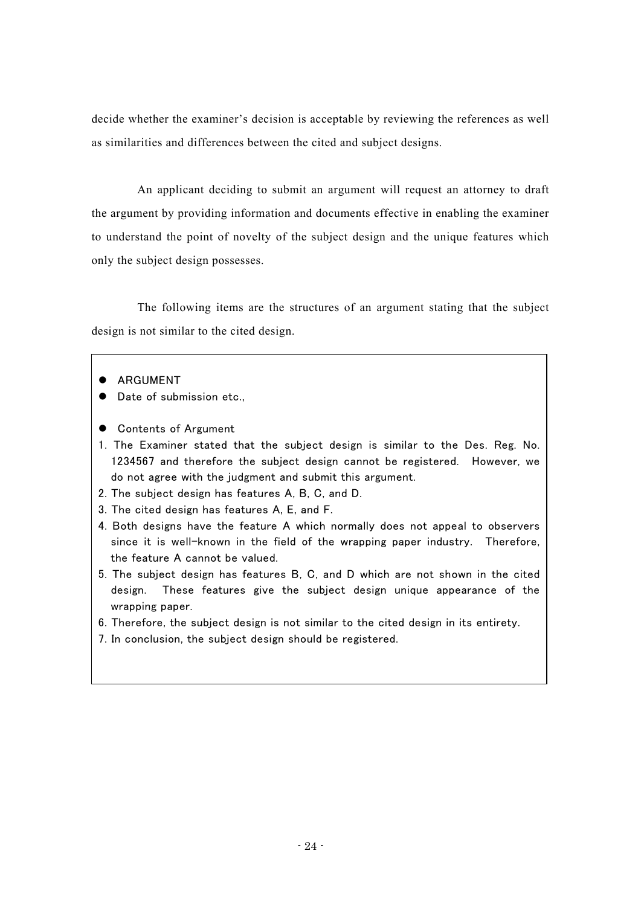decide whether the examiner's decision is acceptable by reviewing the references as well as similarities and differences between the cited and subject designs.

An applicant deciding to submit an argument will request an attorney to draft the argument by providing information and documents effective in enabling the examiner to understand the point of novelty of the subject design and the unique features which only the subject design possesses.

The following items are the structures of an argument stating that the subject design is not similar to the cited design.

- ARGUMENT
- Date of submission etc.,

- Contents of Argument

1. The Examiner stated that the subject design is similar to the Des. Reg. No. 1234567 and therefore the subject design cannot be registered. However, we do not agree with the judgment and submit this argument.
2. The subject design has features A, B, C, and D.
3. The cited design has features A, E, and F.
4. Both designs have the feature A which normally does not appeal to observers since it is well-known in the field of the wrapping paper industry. Therefore, the feature A cannot be valued.
5. The subject design has features B, C, and D which are not shown in the cited design. These features give the subject design unique appearance of the wrapping paper.
6. Therefore, the subject design is not similar to the cited design in its entirety.
7. In conclusion, the subject design should be registered.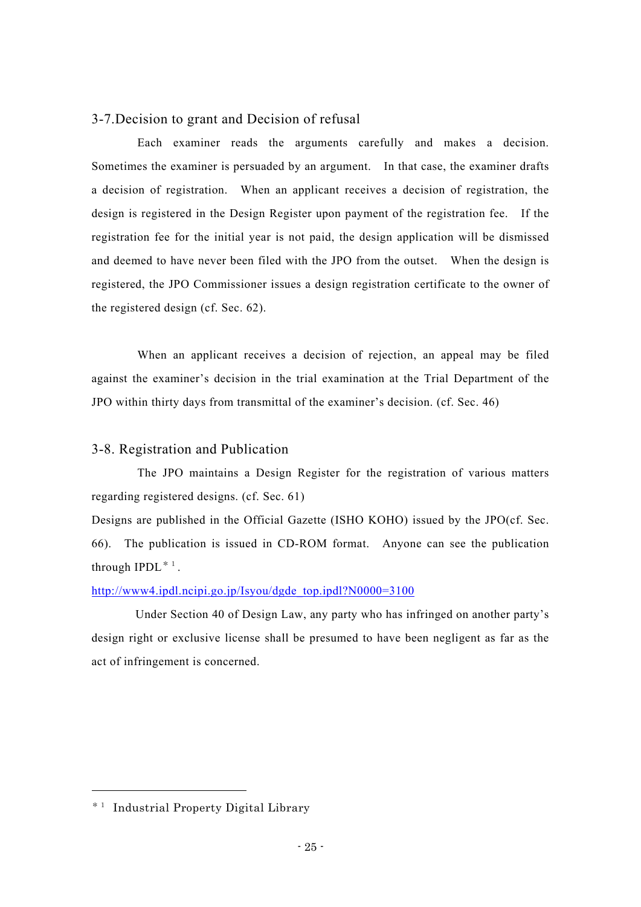## 3-7.Decision to grant and Decision of refusal

Each examiner reads the arguments carefully and makes a decision. Sometimes the examiner is persuaded by an argument. In that case, the examiner drafts a decision of registration. When an applicant receives a decision of registration, the design is registered in the Design Register upon payment of the registration fee. If the registration fee for the initial year is not paid, the design application will be dismissed and deemed to have never been filed with the JPO from the outset. When the design is registered, the JPO Commissioner issues a design registration certificate to the owner of the registered design (cf. Sec. 62).

When an applicant receives a decision of rejection, an appeal may be filed against the examiner's decision in the trial examination at the Trial Department of the JPO within thirty days from transmittal of the examiner's decision. (cf. Sec. 46)

## 3-8. Registration and Publication

The JPO maintains a Design Register for the registration of various matters regarding registered designs. (cf. Sec. 61)

Designs are published in the Official Gazette (ISHO KOHO) issued by the JPO(cf. Sec. 66). The publication is issued in CD-ROM format. Anyone can see the publication through IPDL[*1].

http://www4.ipdl.ncipi.go.jp/Isyou/dgde_top.ipdl?N0000=3100

Under Section 40 of Design Law, any party who has infringed on another party's design right or exclusive license shall be presumed to have been negligent as far as the act of infringement is concerned.

---

[*1] Industrial Property Digital Library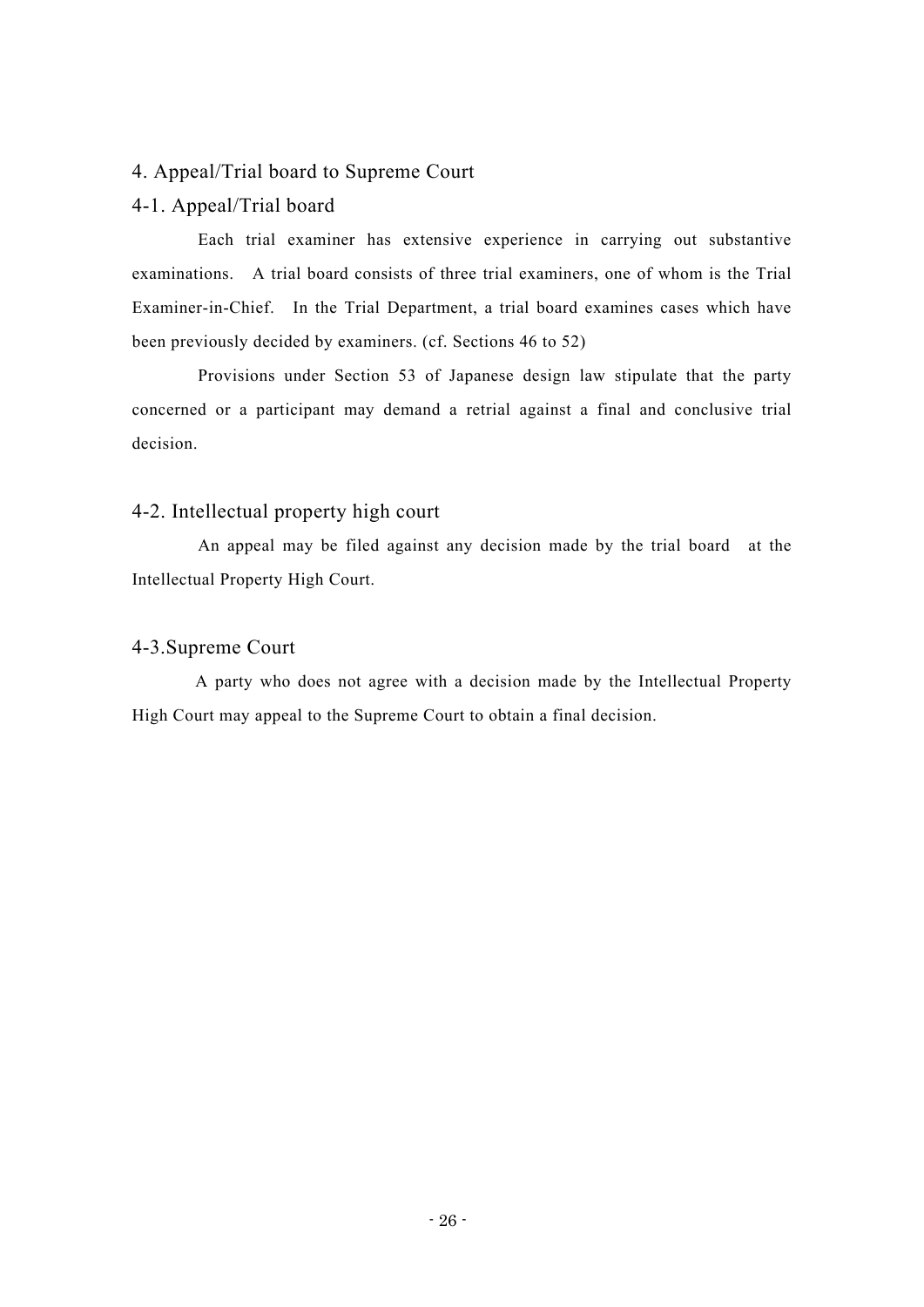## 4. Appeal/Trial board to Supreme Court

### 4-1. Appeal/Trial board

Each trial examiner has extensive experience in carrying out substantive examinations. A trial board consists of three trial examiners, one of whom is the Trial Examiner-in-Chief. In the Trial Department, a trial board examines cases which have been previously decided by examiners. (cf. Sections 46 to 52)

Provisions under Section 53 of Japanese design law stipulate that the party concerned or a participant may demand a retrial against a final and conclusive trial decision.

### 4-2. Intellectual property high court

An appeal may be filed against any decision made by the trial board at the Intellectual Property High Court.

### 4-3.Supreme Court

A party who does not agree with a decision made by the Intellectual Property High Court may appeal to the Supreme Court to obtain a final decision.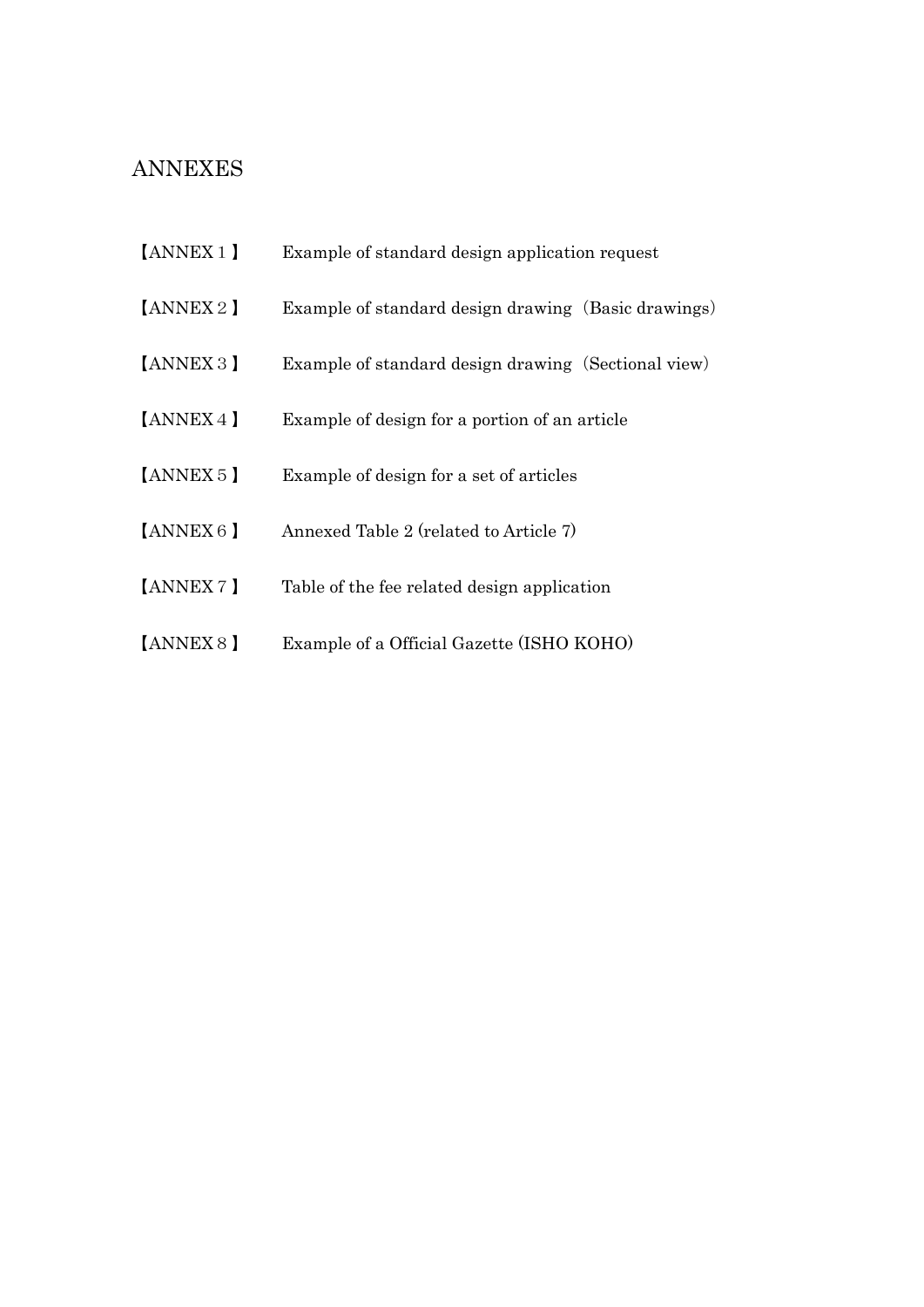# ANNEXES

【ANNEX 1】 Example of standard design application request

【ANNEX 2】 Example of standard design drawing（Basic drawings）

【ANNEX 3】 Example of standard design drawing（Sectional view）

【ANNEX 4】 Example of design for a portion of an article

【ANNEX 5】 Example of design for a set of articles

【ANNEX 6】 Annexed Table 2 (related to Article 7)

【ANNEX 7】 Table of the fee related design application

【ANNEX 8】 Example of a Official Gazette (ISHO KOHO)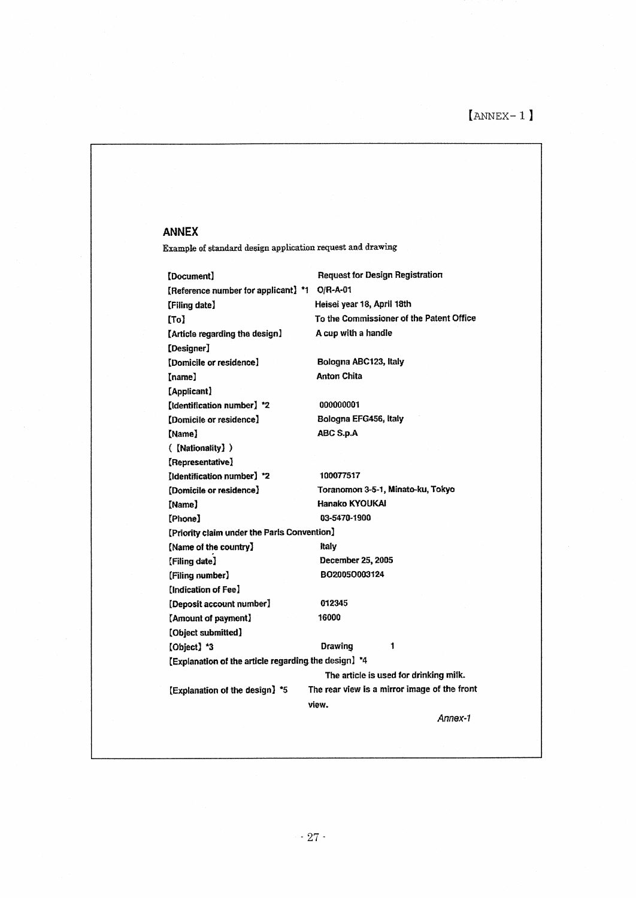【ANNEX－1】

## ANNEX

Example of standard design application request and drawing

【Document】 Request for Design Registration
【Reference number for applicant】 *1 O/R-A-01
【Filing date】 Heisei year 18, April 18th
【To】 To the Commissioner of the Patent Office
【Article regarding the design】 A cup with a handle
【Designer】
【Domicile or residence】 Bologna ABC123, Italy
【name】 Anton Chita
【Applicant】
【Identification number】 *2 000000001
【Domicile or residence】 Bologna EFG456, Italy
【Name】 ABC S.p.A
(【Nationality】)
【Representative】
【Identification number】 *2 100077517
【Domicile or residence】 Toranomon 3-5-1, Minato-ku, Tokyo
【Name】 Hanako KYOUKAI
【Phone】 03-5470-1900
【Priority claim under the Paris Convention】
【Name of the country】 Italy
【Filing date】 December 25, 2005
【Filing number】 BO2005O003124
【Indication of Fee】
【Deposit account number】 012345
【Amount of payment】 16000
【Object submitted】
【Object】 *3 Drawing 1
【Explanation of the article regarding the design】 *4
The article is used for drinking milk.
【Explanation of the design】 *5 The rear view is a mirror image of the front view.

*Annex-1*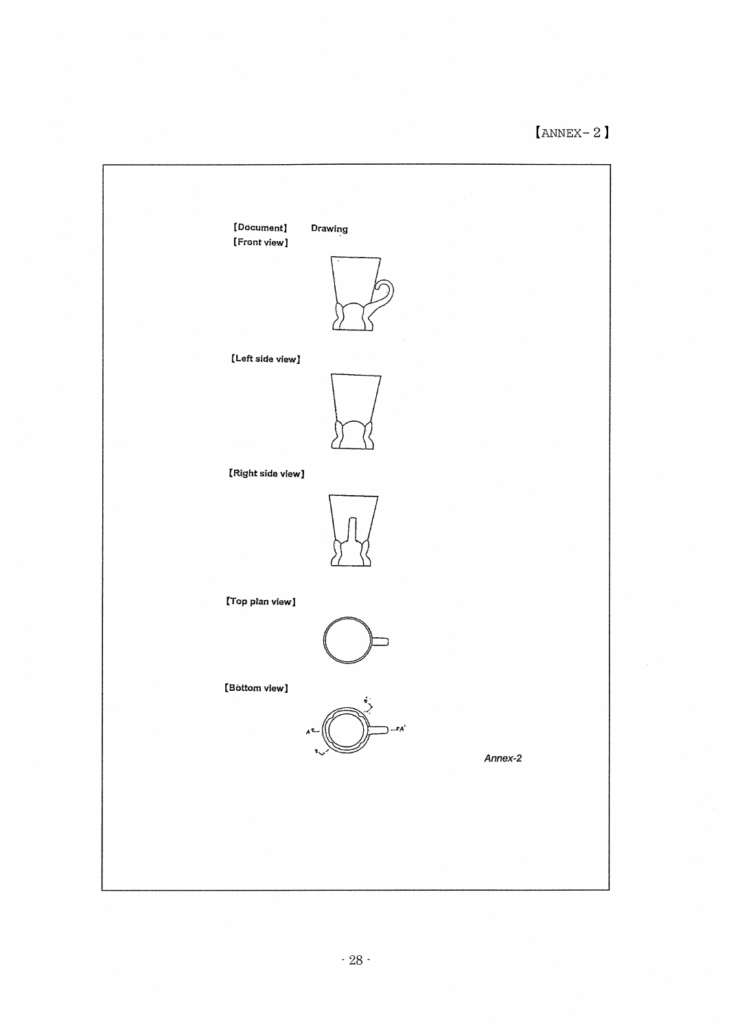【ANNEX- 2】

【Document】 Drawing

【Front view】

【Left side view】

【Right side view】

【Top plan view】

【Bottom view】

*Annex-2*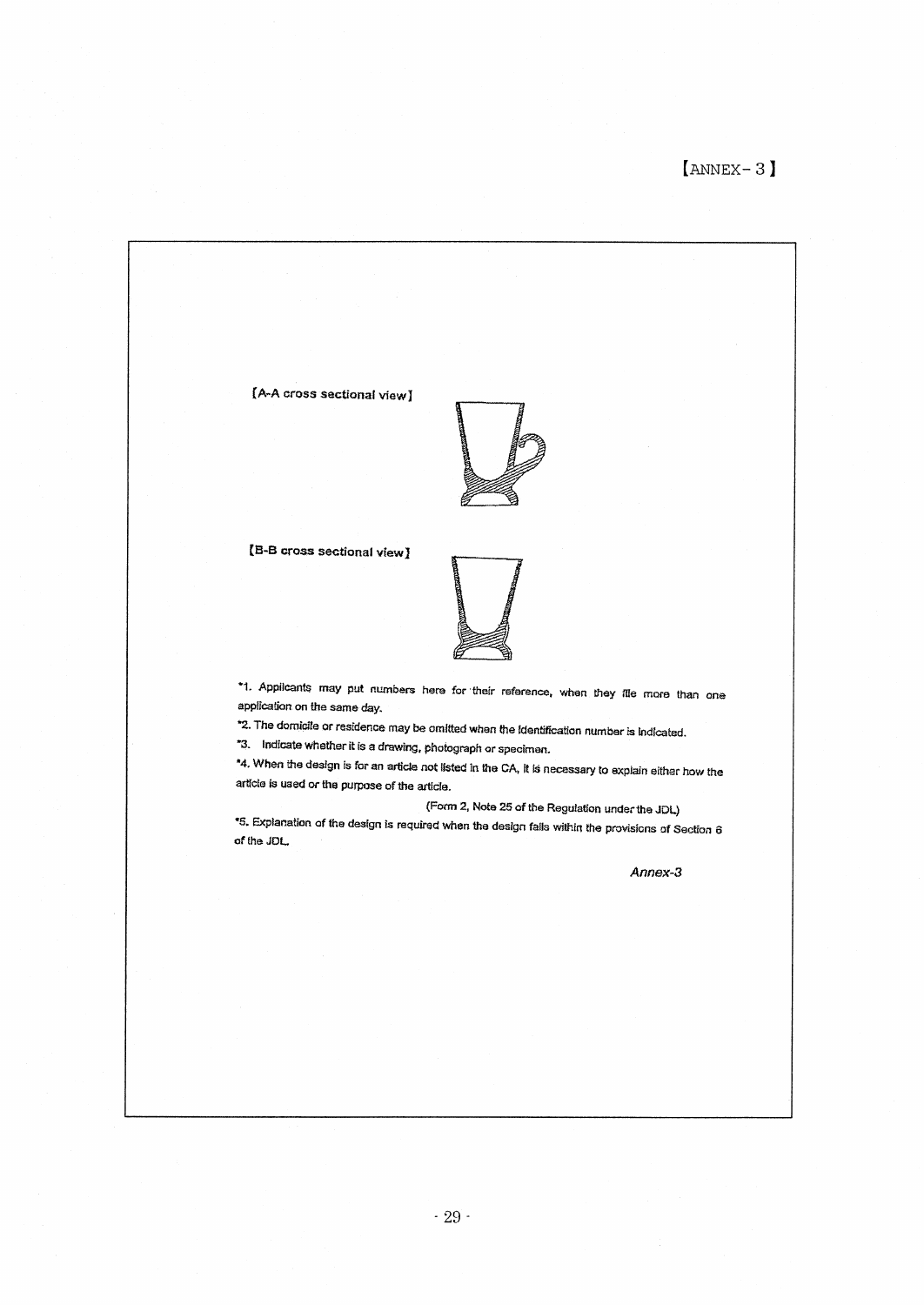【ANNEX－3】

【A-A cross sectional view】

【B-B cross sectional view】

*1. Applicants may put numbers here for their reference, when they file more than one application on the same day.

*2. The domicile or residence may be omitted when the identification number is indicated.

*3. Indicate whether it is a drawing, photograph or specimen.

*4. When the design is for an article not listed in the CA, it is necessary to explain either how the article is used or the purpose of the article.

(Form 2, Note 25 of the Regulation under the JDL)

*5. Explanation of the design is required when the design falls within the provisions of Section 6 of the JDL.

*Annex-3*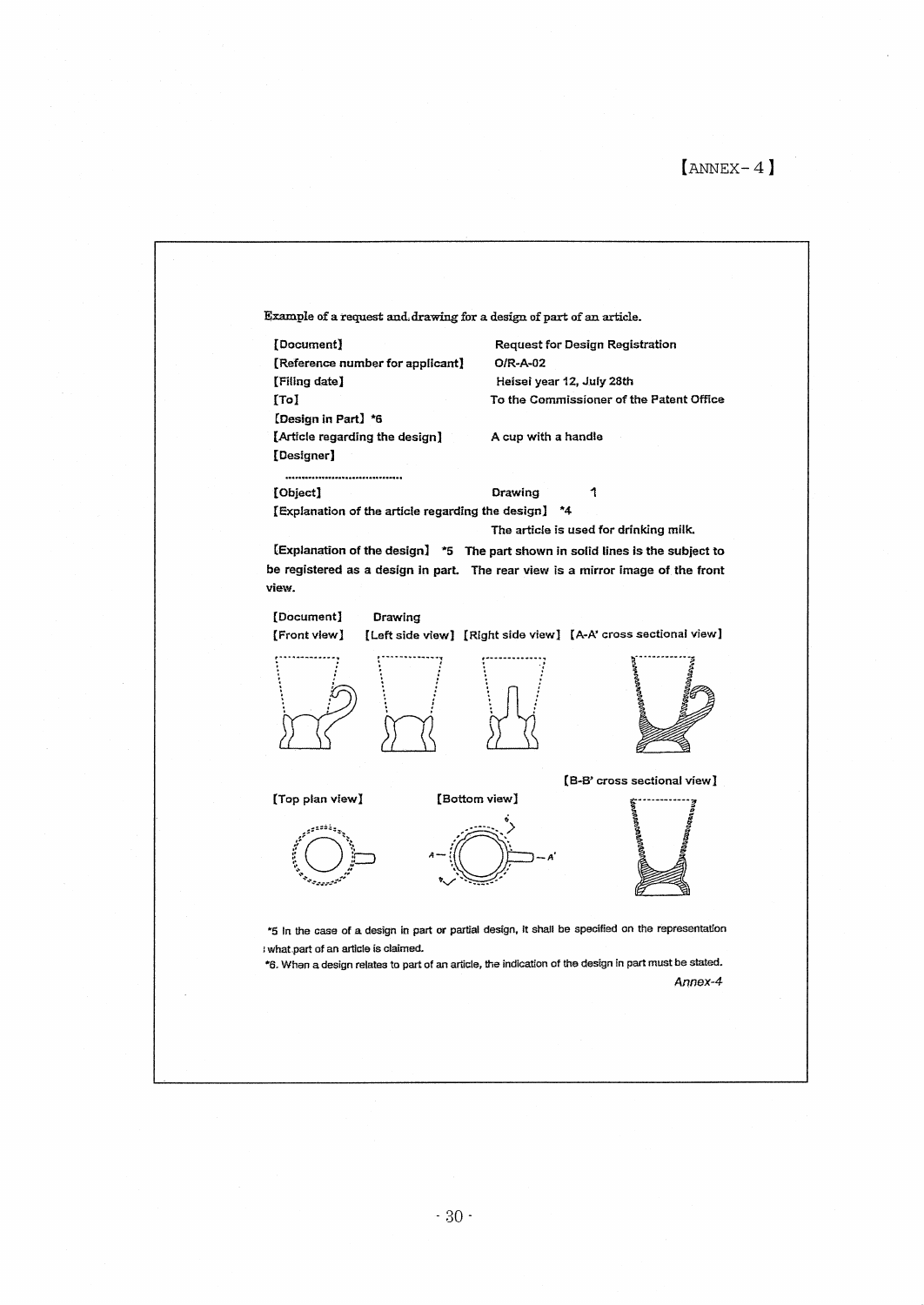【ANNEX-4】

Example of a request and drawing for a design of part of an article.

【Document】 Request for Design Registration
【Reference number for applicant】 O/R-A-02
【Filing date】 Heisei year 12, July 28th
【To】 To the Commissioner of the Patent Office
【Design in Part】 *6
【Article regarding the design】 A cup with a handle
【Designer】

..................................

【Object】 Drawing 1
【Explanation of the article regarding the design】 *4
The article is used for drinking milk.
【Explanation of the design】 *5 The part shown in solid lines is the subject to be registered as a design in part. The rear view is a mirror image of the front view.

【Document】 Drawing
【Front view】 【Left side view】 【Right side view】 【A-A' cross sectional view】

【Top plan view】 【Bottom view】 【B-B' cross sectional view】

*5 In the case of a design in part or partial design, it shall be specified on the representation what part of an article is claimed.
*6. When a design relates to part of an article, the indication of the design in part must be stated.

*Annex-4*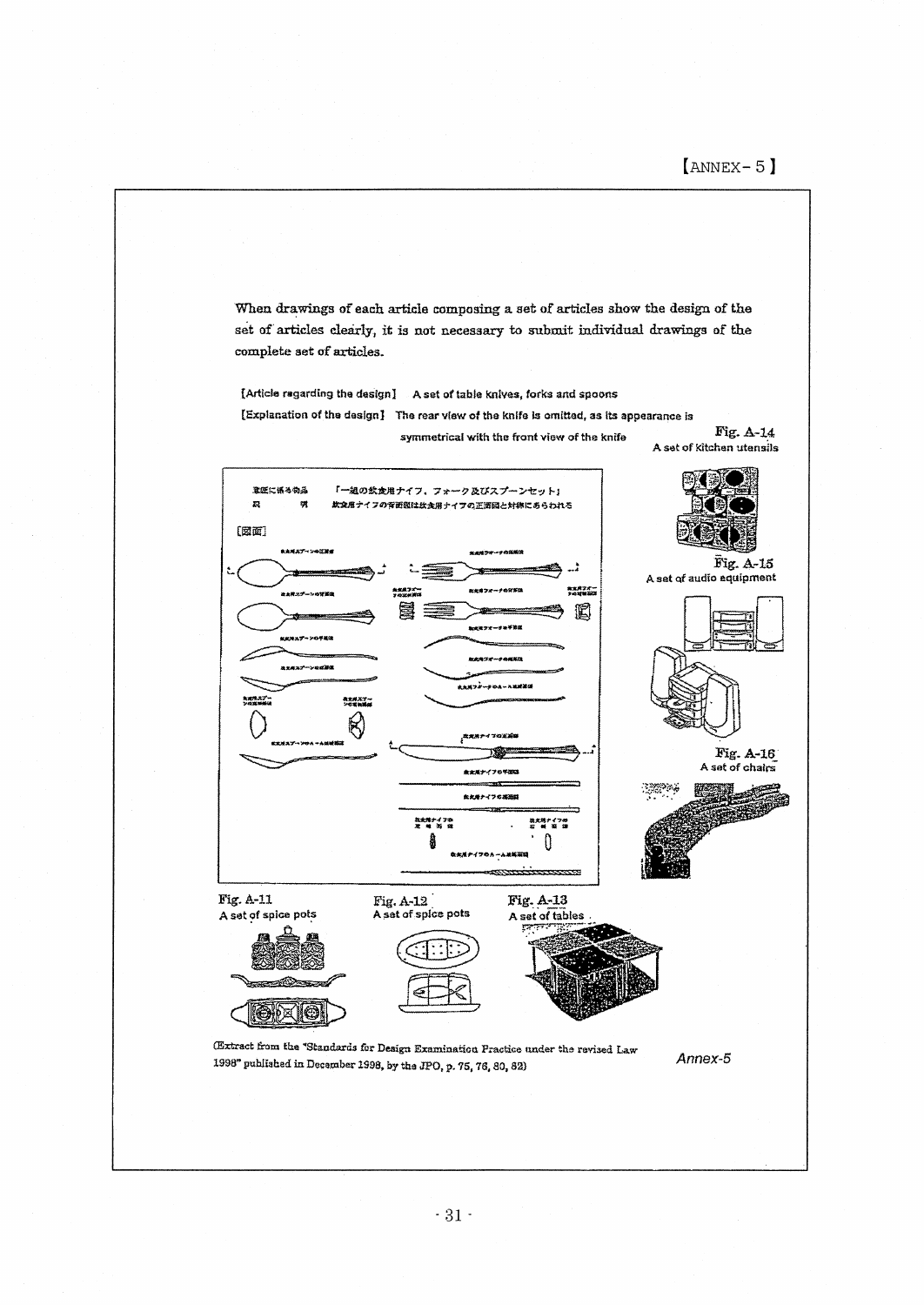【ANNEX-5】

When drawings of each article composing a set of articles show the design of the set of articles clearly, it is not necessary to submit individual drawings of the complete set of articles.

[Article regarding the design] A set of table knives, forks and spoons

[Explanation of the design] The rear view of the knife is omitted, as its appearance is symmetrical with the front view of the knife

意匠に係る物品　「一組の飲食用ナイフ、フォーク及びスプーンセット」

説　明　飲食用ナイフの背面図は飲食用ナイフの正面図と対称にあらわれる

Fig. A-14
A set of kitchen utensils

Fig. A-15
A set of audio equipment

Fig. A-16
A set of chairs

Fig. A-11
A set of spice pots

Fig. A-12
A set of spice pots

Fig. A-13
A set of tables

(Extract from the "Standards for Design Examination Practice under the revised Law 1998" published in December 1998, by the JPO, p. 75, 76, 80, 82)

*Annex-5*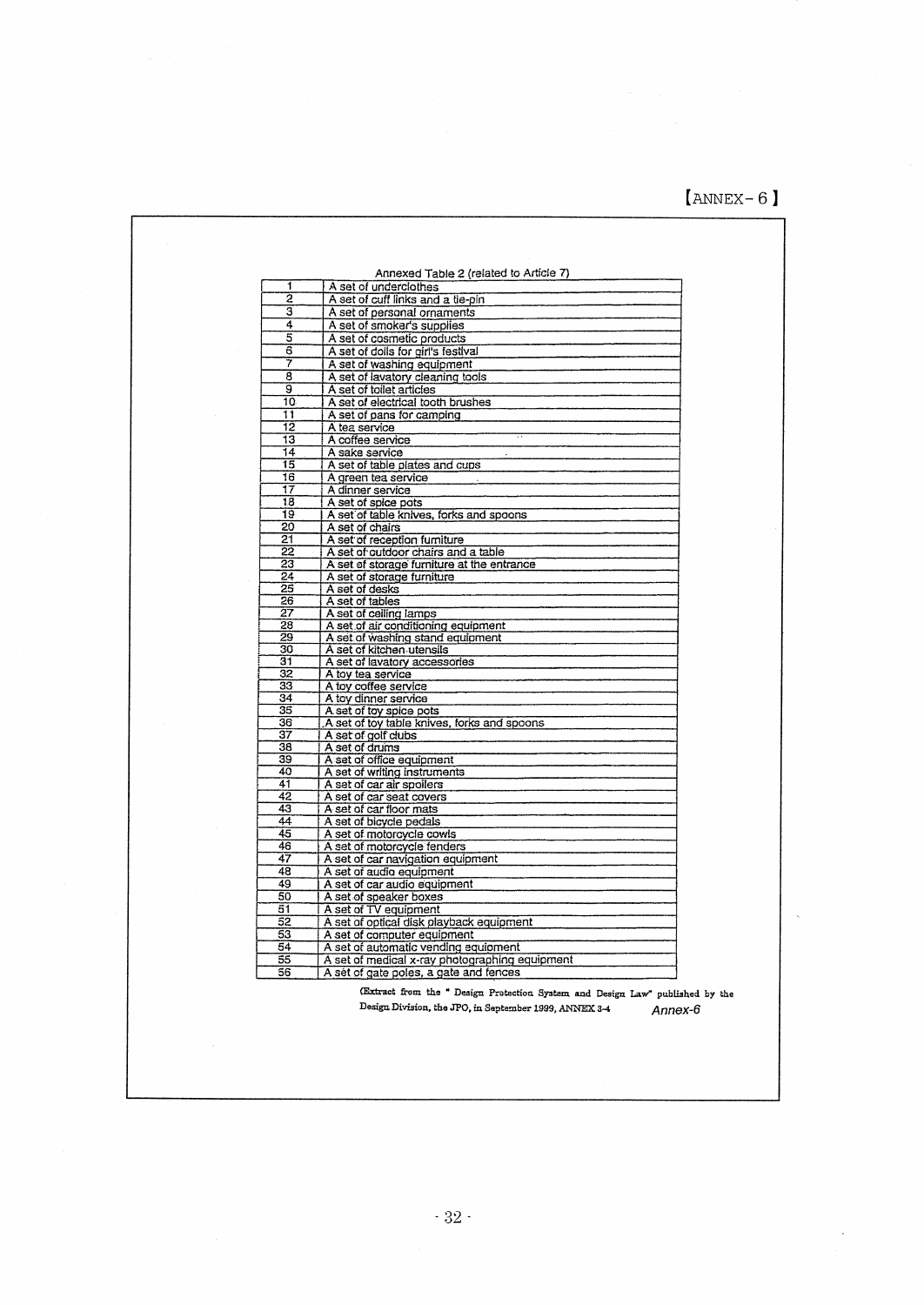【ANNEX-6】

Annexed Table 2 (related to Article 7)

| | |
|---|---|
| 1 | A set of underclothes |
| 2 | A set of cuff links and a tie-pin |
| 3 | A set of personal ornaments |
| 4 | A set of smoker's supplies |
| 5 | A set of cosmetic products |
| 6 | A set of dolls for girl's festival |
| 7 | A set of washing equipment |
| 8 | A set of lavatory cleaning tools |
| 9 | A set of toilet articles |
| 10 | A set of electrical tooth brushes |
| 11 | A set of pans for camping |
| 12 | A tea service |
| 13 | A coffee service |
| 14 | A sake service |
| 15 | A set of table plates and cups |
| 16 | A green tea service |
| 17 | A dinner service |
| 18 | A set of spice pots |
| 19 | A set of table knives, forks and spoons |
| 20 | A set of chairs |
| 21 | A set of reception furniture |
| 22 | A set of outdoor chairs and a table |
| 23 | A set of storage furniture at the entrance |
| 24 | A set of storage furniture |
| 25 | A set of desks |
| 26 | A set of tables |
| 27 | A set of ceiling lamps |
| 28 | A set of air conditioning equipment |
| 29 | A set of washing stand equipment |
| 30 | A set of kitchen utensils |
| 31 | A set of lavatory accessories |
| 32 | A toy tea service |
| 33 | A toy coffee service |
| 34 | A toy dinner service |
| 35 | A set of toy spice pots |
| 36 | A set of toy table knives, forks and spoons |
| 37 | A set of golf clubs |
| 38 | A set of drums |
| 39 | A set of office equipment |
| 40 | A set of writing instruments |
| 41 | A set of car air spoilers |
| 42 | A set of car seat covers |
| 43 | A set of car floor mats |
| 44 | A set of bicycle pedals |
| 45 | A set of motorcycle cowls |
| 46 | A set of motorcycle fenders |
| 47 | A set of car navigation equipment |
| 48 | A set of audio equipment |
| 49 | A set of car audio equipment |
| 50 | A set of speaker boxes |
| 51 | A set of TV equipment |
| 52 | A set of optical disk playback equipment |
| 53 | A set of computer equipment |
| 54 | A set of automatic vending equipment |
| 55 | A set of medical x-ray photographing equipment |
| 56 | A set of gate poles, a gate and fences |

(Extract from the " Design Protection System and Design Law" published by the Design Division, the JPO, in September 1999, ANNEX 3-4

*Annex-6*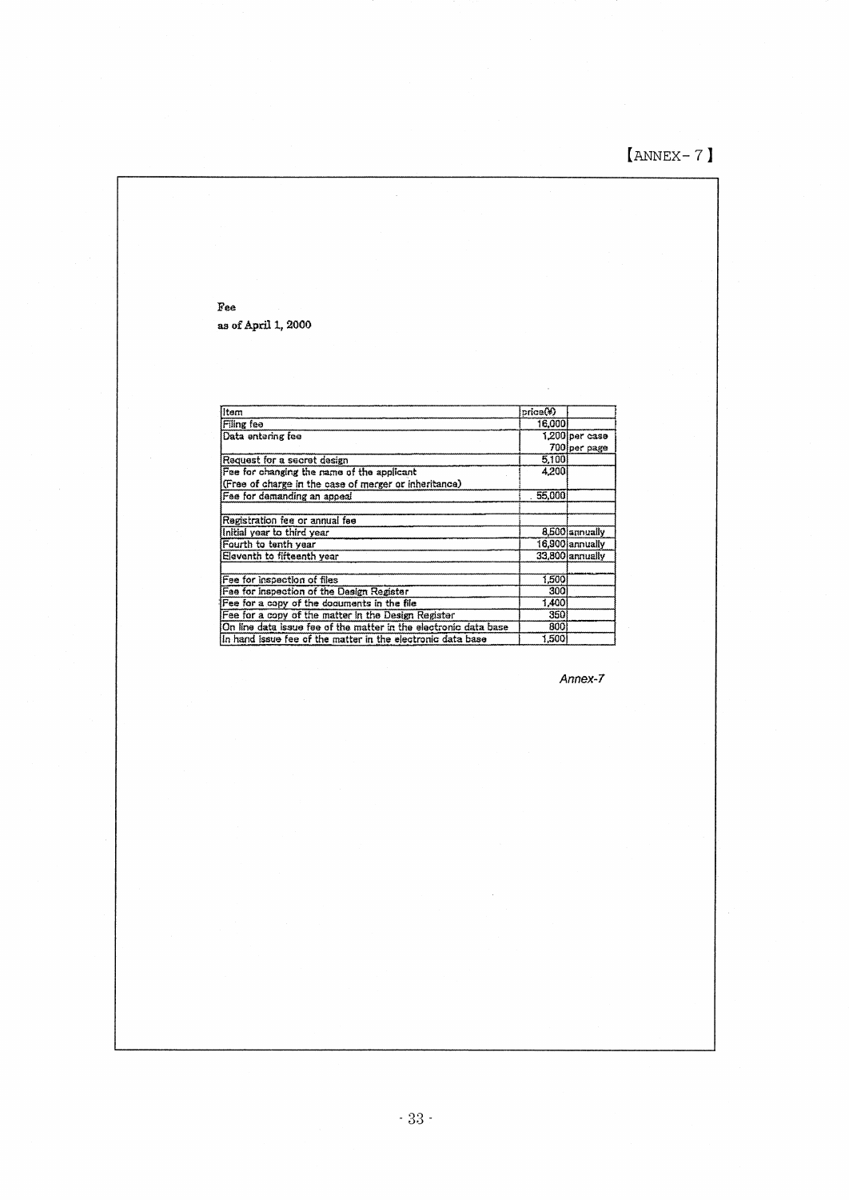【ANNEX- 7】

Fee
as of April 1, 2000

| Item | price(¥) | |
|---|---|---|
| Filing fee | 16,000 | |
| Data entering fee | 1,200 | per case |
| | 700 | per page |
| Request for a secret design | 5,100 | |
| Fee for changing the name of the applicant (Free of charge in the case of merger or inheritance) | 4,200 | |
| Fee for demanding an appeal | 55,000 | |
| | | |
| Registration fee or annual fee | | |
| Initial year to third year | 8,500 | annually |
| Fourth to tenth year | 16,900 | annually |
| Eleventh to fifteenth year | 33,800 | annually |
| | | |
| Fee for inspection of files | 1,500 | |
| Fee for inspection of the Design Register | 300 | |
| Fee for a copy of the documents in the file | 1,400 | |
| Fee for a copy of the matter in the Design Register | 350 | |
| On line data issue fee of the matter in the electronic data base | 800 | |
| In hand issue fee of the matter in the electronic data base | 1,500 | |

*Annex-7*